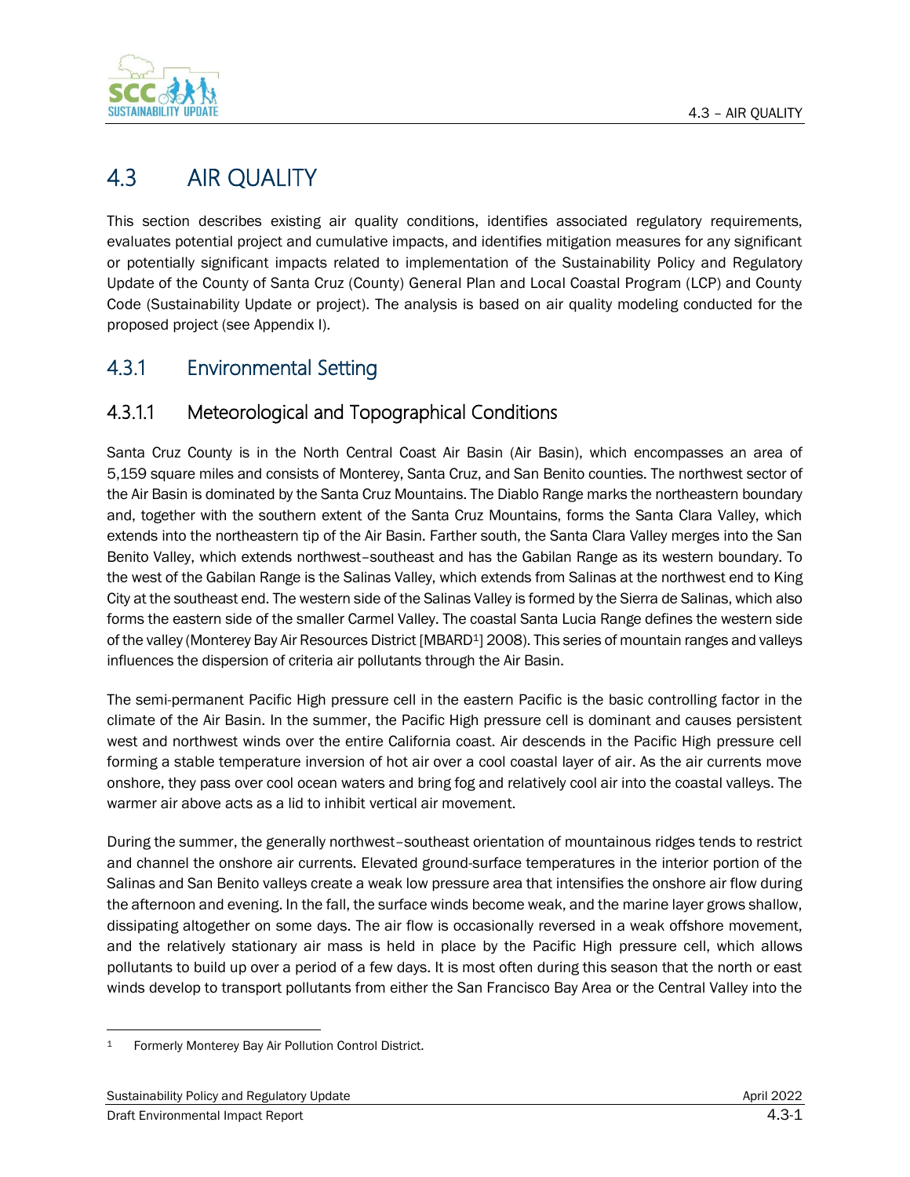# 4.3 AIR QUALITY

This section describes existing air quality conditions, identifies associated regulatory requirements, evaluates potential project and cumulative impacts, and identifies mitigation measures for any significant or potentially significant impacts related to implementation of the Sustainability Policy and Regulatory Update of the County of Santa Cruz (County) General Plan and Local Coastal Program (LCP) and County Code (Sustainability Update or project). The analysis is based on air quality modeling conducted for the proposed project (see Appendix I).

## 4.3.1 Environmental Setting

### 4.3.1.1 Meteorological and Topographical Conditions

Santa Cruz County is in the North Central Coast Air Basin (Air Basin), which encompasses an area of 5,159 square miles and consists of Monterey, Santa Cruz, and San Benito counties. The northwest sector of the Air Basin is dominated by the Santa Cruz Mountains. The Diablo Range marks the northeastern boundary and, together with the southern extent of the Santa Cruz Mountains, forms the Santa Clara Valley, which extends into the northeastern tip of the Air Basin. Farther south, the Santa Clara Valley merges into the San Benito Valley, which extends northwest–southeast and has the Gabilan Range as its western boundary. To the west of the Gabilan Range is the Salinas Valley, which extends from Salinas at the northwest end to King City at the southeast end. The western side of the Salinas Valley is formed by the Sierra de Salinas, which also forms the eastern side of the smaller Carmel Valley. The coastal Santa Lucia Range defines the western side of the valley (Monterey Bay Air Resources District [MBARD[1]] 2008). This series of mountain ranges and valleys influences the dispersion of criteria air pollutants through the Air Basin.

The semi-permanent Pacific High pressure cell in the eastern Pacific is the basic controlling factor in the climate of the Air Basin. In the summer, the Pacific High pressure cell is dominant and causes persistent west and northwest winds over the entire California coast. Air descends in the Pacific High pressure cell forming a stable temperature inversion of hot air over a cool coastal layer of air. As the air currents move onshore, they pass over cool ocean waters and bring fog and relatively cool air into the coastal valleys. The warmer air above acts as a lid to inhibit vertical air movement.

During the summer, the generally northwest–southeast orientation of mountainous ridges tends to restrict and channel the onshore air currents. Elevated ground-surface temperatures in the interior portion of the Salinas and San Benito valleys create a weak low pressure area that intensifies the onshore air flow during the afternoon and evening. In the fall, the surface winds become weak, and the marine layer grows shallow, dissipating altogether on some days. The air flow is occasionally reversed in a weak offshore movement, and the relatively stationary air mass is held in place by the Pacific High pressure cell, which allows pollutants to build up over a period of a few days. It is most often during this season that the north or east winds develop to transport pollutants from either the San Francisco Bay Area or the Central Valley into the

[1] Formerly Monterey Bay Air Pollution Control District.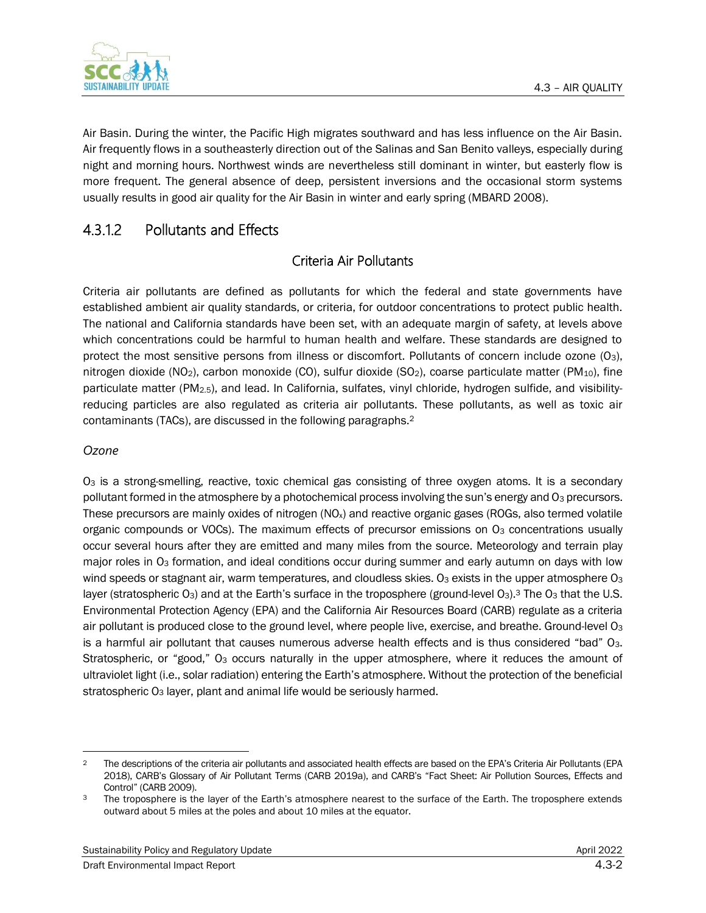Air Basin. During the winter, the Pacific High migrates southward and has less influence on the Air Basin. Air frequently flows in a southeasterly direction out of the Salinas and San Benito valleys, especially during night and morning hours. Northwest winds are nevertheless still dominant in winter, but easterly flow is more frequent. The general absence of deep, persistent inversions and the occasional storm systems usually results in good air quality for the Air Basin in winter and early spring (MBARD 2008).

## 4.3.1.2 Pollutants and Effects

### Criteria Air Pollutants

Criteria air pollutants are defined as pollutants for which the federal and state governments have established ambient air quality standards, or criteria, for outdoor concentrations to protect public health. The national and California standards have been set, with an adequate margin of safety, at levels above which concentrations could be harmful to human health and welfare. These standards are designed to protect the most sensitive persons from illness or discomfort. Pollutants of concern include ozone ($O_3$), nitrogen dioxide ($NO_2$), carbon monoxide (CO), sulfur dioxide ($SO_2$), coarse particulate matter ($PM_{10}$), fine particulate matter ($PM_{2.5}$), and lead. In California, sulfates, vinyl chloride, hydrogen sulfide, and visibility-reducing particles are also regulated as criteria air pollutants. These pollutants, as well as toxic air contaminants (TACs), are discussed in the following paragraphs.[2]

*Ozone*

$O_3$ is a strong-smelling, reactive, toxic chemical gas consisting of three oxygen atoms. It is a secondary pollutant formed in the atmosphere by a photochemical process involving the sun's energy and $O_3$ precursors. These precursors are mainly oxides of nitrogen ($NO_x$) and reactive organic gases (ROGs, also termed volatile organic compounds or VOCs). The maximum effects of precursor emissions on $O_3$ concentrations usually occur several hours after they are emitted and many miles from the source. Meteorology and terrain play major roles in $O_3$ formation, and ideal conditions occur during summer and early autumn on days with low wind speeds or stagnant air, warm temperatures, and cloudless skies. $O_3$ exists in the upper atmosphere $O_3$ layer (stratospheric $O_3$) and at the Earth's surface in the troposphere (ground-level $O_3$).[3] The $O_3$ that the U.S. Environmental Protection Agency (EPA) and the California Air Resources Board (CARB) regulate as a criteria air pollutant is produced close to the ground level, where people live, exercise, and breathe. Ground-level $O_3$ is a harmful air pollutant that causes numerous adverse health effects and is thus considered "bad" $O_3$. Stratospheric, or "good," $O_3$ occurs naturally in the upper atmosphere, where it reduces the amount of ultraviolet light (i.e., solar radiation) entering the Earth's atmosphere. Without the protection of the beneficial stratospheric $O_3$ layer, plant and animal life would be seriously harmed.

---

[2] The descriptions of the criteria air pollutants and associated health effects are based on the EPA's Criteria Air Pollutants (EPA 2018), CARB's Glossary of Air Pollutant Terms (CARB 2019a), and CARB's "Fact Sheet: Air Pollution Sources, Effects and Control" (CARB 2009).

[3] The troposphere is the layer of the Earth's atmosphere nearest to the surface of the Earth. The troposphere extends outward about 5 miles at the poles and about 10 miles at the equator.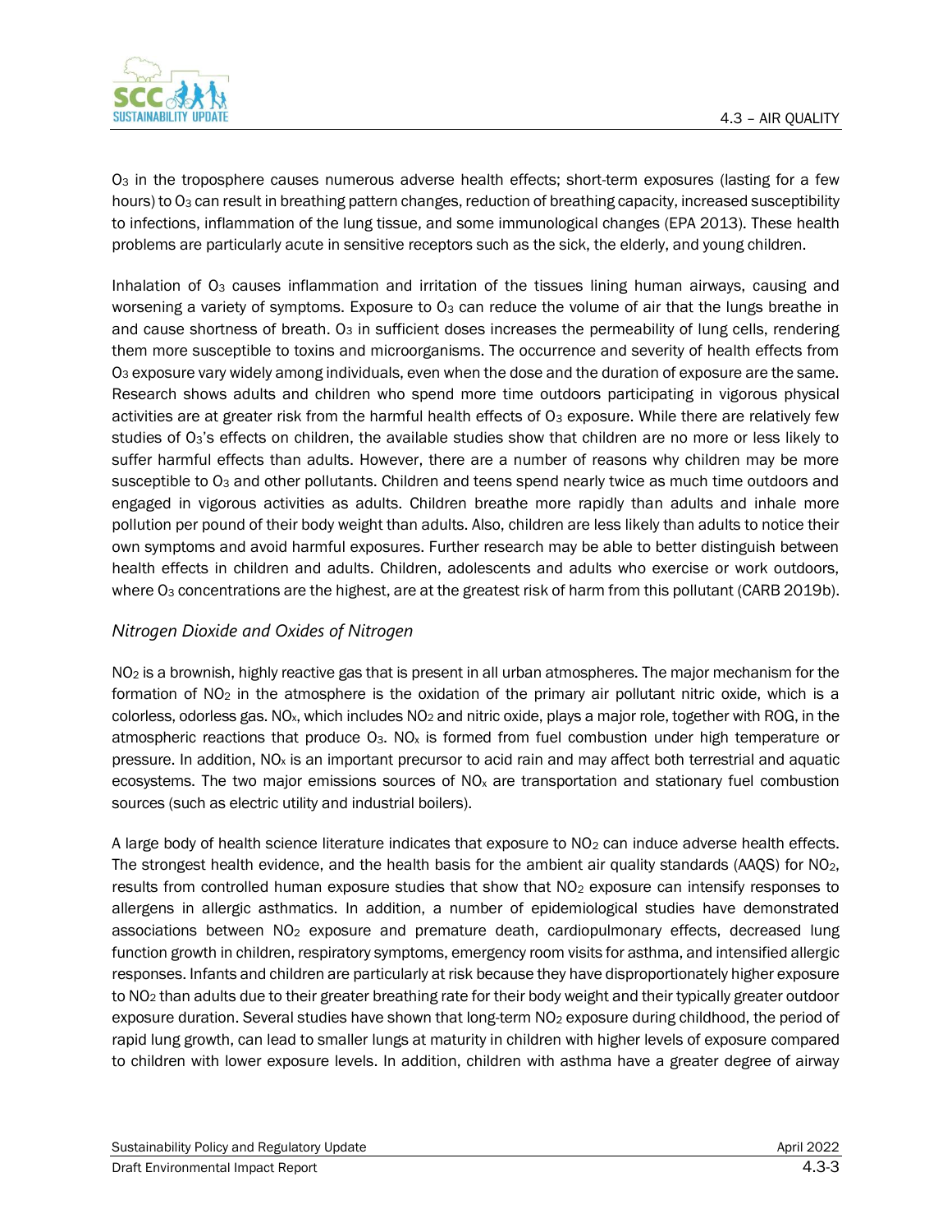$O_3$ in the troposphere causes numerous adverse health effects; short-term exposures (lasting for a few hours) to $O_3$ can result in breathing pattern changes, reduction of breathing capacity, increased susceptibility to infections, inflammation of the lung tissue, and some immunological changes (EPA 2013). These health problems are particularly acute in sensitive receptors such as the sick, the elderly, and young children.

Inhalation of $O_3$ causes inflammation and irritation of the tissues lining human airways, causing and worsening a variety of symptoms. Exposure to $O_3$ can reduce the volume of air that the lungs breathe in and cause shortness of breath. $O_3$ in sufficient doses increases the permeability of lung cells, rendering them more susceptible to toxins and microorganisms. The occurrence and severity of health effects from $O_3$ exposure vary widely among individuals, even when the dose and the duration of exposure are the same. Research shows adults and children who spend more time outdoors participating in vigorous physical activities are at greater risk from the harmful health effects of $O_3$ exposure. While there are relatively few studies of $O_3$'s effects on children, the available studies show that children are no more or less likely to suffer harmful effects than adults. However, there are a number of reasons why children may be more susceptible to $O_3$ and other pollutants. Children and teens spend nearly twice as much time outdoors and engaged in vigorous activities as adults. Children breathe more rapidly than adults and inhale more pollution per pound of their body weight than adults. Also, children are less likely than adults to notice their own symptoms and avoid harmful exposures. Further research may be able to better distinguish between health effects in children and adults. Children, adolescents and adults who exercise or work outdoors, where $O_3$ concentrations are the highest, are at the greatest risk of harm from this pollutant (CARB 2019b).

### *Nitrogen Dioxide and Oxides of Nitrogen*

$NO_2$ is a brownish, highly reactive gas that is present in all urban atmospheres. The major mechanism for the formation of $NO_2$ in the atmosphere is the oxidation of the primary air pollutant nitric oxide, which is a colorless, odorless gas. $NO_x$, which includes $NO_2$ and nitric oxide, plays a major role, together with ROG, in the atmospheric reactions that produce $O_3$. $NO_x$ is formed from fuel combustion under high temperature or pressure. In addition, $NO_x$ is an important precursor to acid rain and may affect both terrestrial and aquatic ecosystems. The two major emissions sources of $NO_x$ are transportation and stationary fuel combustion sources (such as electric utility and industrial boilers).

A large body of health science literature indicates that exposure to $NO_2$ can induce adverse health effects. The strongest health evidence, and the health basis for the ambient air quality standards (AAQS) for $NO_2$, results from controlled human exposure studies that show that $NO_2$ exposure can intensify responses to allergens in allergic asthmatics. In addition, a number of epidemiological studies have demonstrated associations between $NO_2$ exposure and premature death, cardiopulmonary effects, decreased lung function growth in children, respiratory symptoms, emergency room visits for asthma, and intensified allergic responses. Infants and children are particularly at risk because they have disproportionately higher exposure to $NO_2$ than adults due to their greater breathing rate for their body weight and their typically greater outdoor exposure duration. Several studies have shown that long-term $NO_2$ exposure during childhood, the period of rapid lung growth, can lead to smaller lungs at maturity in children with higher levels of exposure compared to children with lower exposure levels. In addition, children with asthma have a greater degree of airway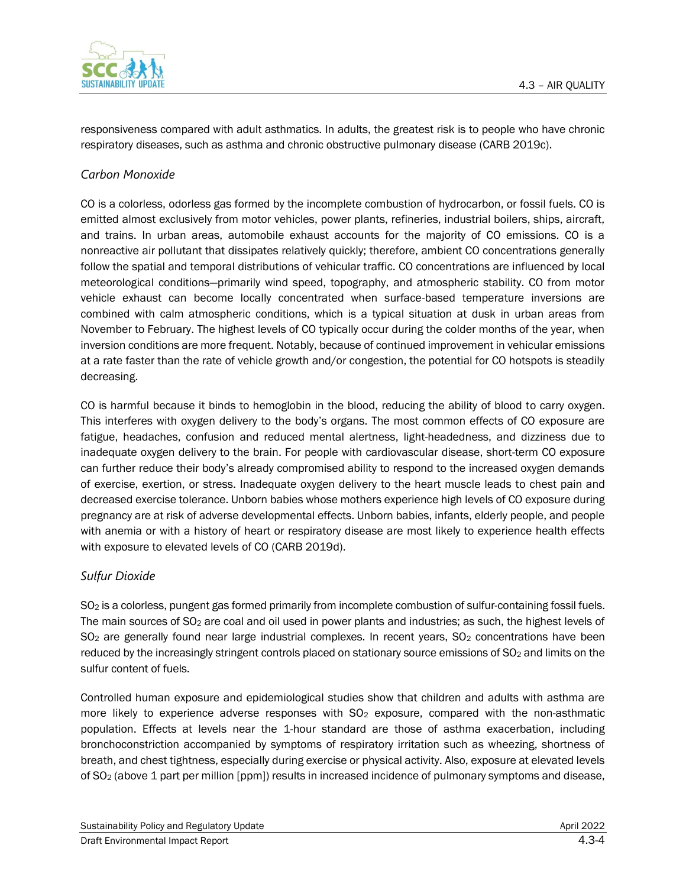responsiveness compared with adult asthmatics. In adults, the greatest risk is to people who have chronic respiratory diseases, such as asthma and chronic obstructive pulmonary disease (CARB 2019c).

### *Carbon Monoxide*

CO is a colorless, odorless gas formed by the incomplete combustion of hydrocarbon, or fossil fuels. CO is emitted almost exclusively from motor vehicles, power plants, refineries, industrial boilers, ships, aircraft, and trains. In urban areas, automobile exhaust accounts for the majority of CO emissions. CO is a nonreactive air pollutant that dissipates relatively quickly; therefore, ambient CO concentrations generally follow the spatial and temporal distributions of vehicular traffic. CO concentrations are influenced by local meteorological conditions—primarily wind speed, topography, and atmospheric stability. CO from motor vehicle exhaust can become locally concentrated when surface-based temperature inversions are combined with calm atmospheric conditions, which is a typical situation at dusk in urban areas from November to February. The highest levels of CO typically occur during the colder months of the year, when inversion conditions are more frequent. Notably, because of continued improvement in vehicular emissions at a rate faster than the rate of vehicle growth and/or congestion, the potential for CO hotspots is steadily decreasing.

CO is harmful because it binds to hemoglobin in the blood, reducing the ability of blood to carry oxygen. This interferes with oxygen delivery to the body's organs. The most common effects of CO exposure are fatigue, headaches, confusion and reduced mental alertness, light-headedness, and dizziness due to inadequate oxygen delivery to the brain. For people with cardiovascular disease, short-term CO exposure can further reduce their body's already compromised ability to respond to the increased oxygen demands of exercise, exertion, or stress. Inadequate oxygen delivery to the heart muscle leads to chest pain and decreased exercise tolerance. Unborn babies whose mothers experience high levels of CO exposure during pregnancy are at risk of adverse developmental effects. Unborn babies, infants, elderly people, and people with anemia or with a history of heart or respiratory disease are most likely to experience health effects with exposure to elevated levels of CO (CARB 2019d).

### *Sulfur Dioxide*

$SO_2$ is a colorless, pungent gas formed primarily from incomplete combustion of sulfur-containing fossil fuels. The main sources of $SO_2$ are coal and oil used in power plants and industries; as such, the highest levels of $SO_2$ are generally found near large industrial complexes. In recent years, $SO_2$ concentrations have been reduced by the increasingly stringent controls placed on stationary source emissions of $SO_2$ and limits on the sulfur content of fuels.

Controlled human exposure and epidemiological studies show that children and adults with asthma are more likely to experience adverse responses with $SO_2$ exposure, compared with the non-asthmatic population. Effects at levels near the 1-hour standard are those of asthma exacerbation, including bronchoconstriction accompanied by symptoms of respiratory irritation such as wheezing, shortness of breath, and chest tightness, especially during exercise or physical activity. Also, exposure at elevated levels of $SO_2$ (above 1 part per million [ppm]) results in increased incidence of pulmonary symptoms and disease,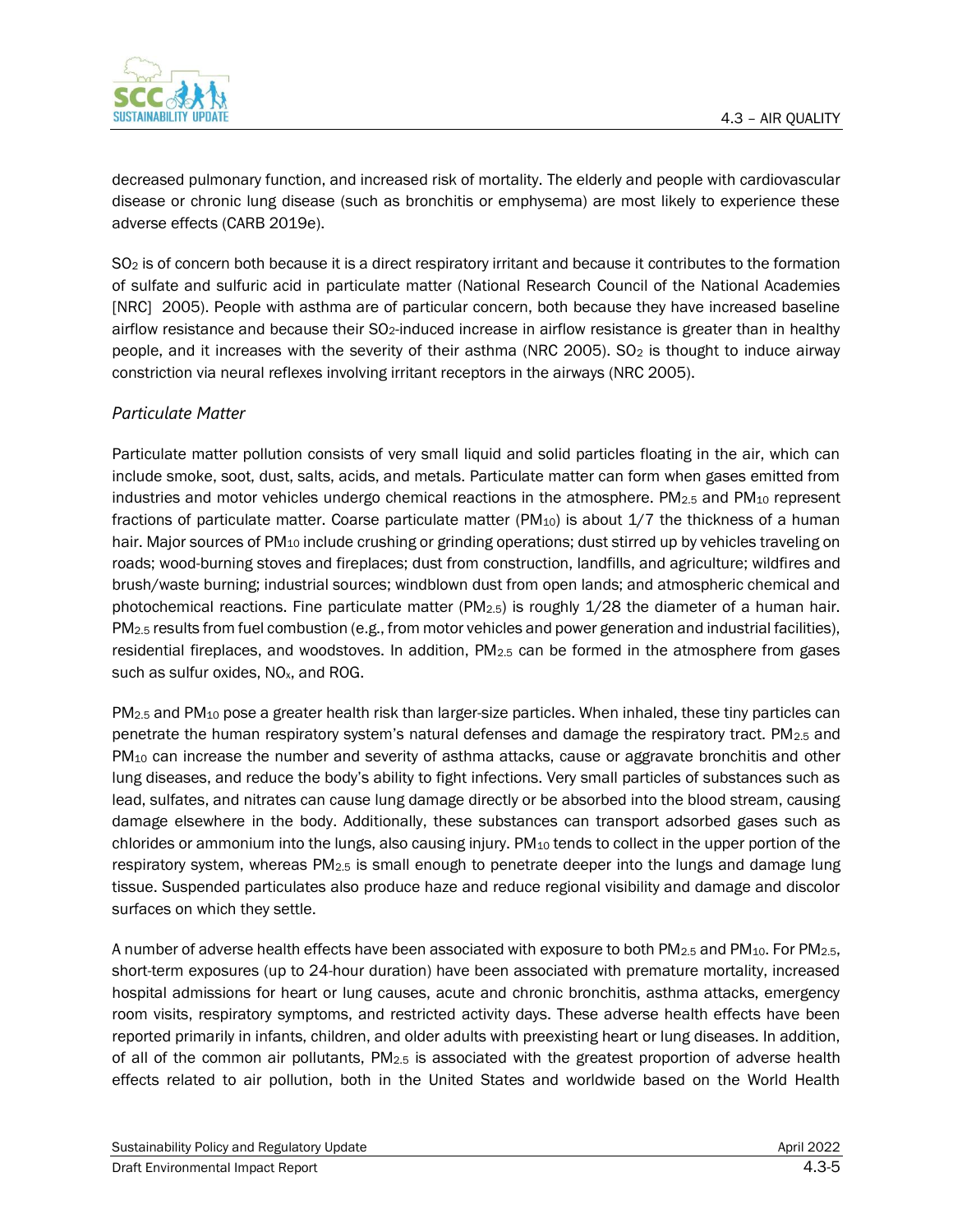decreased pulmonary function, and increased risk of mortality. The elderly and people with cardiovascular disease or chronic lung disease (such as bronchitis or emphysema) are most likely to experience these adverse effects (CARB 2019e).

$SO_2$ is of concern both because it is a direct respiratory irritant and because it contributes to the formation of sulfate and sulfuric acid in particulate matter (National Research Council of the National Academies [NRC] 2005). People with asthma are of particular concern, both because they have increased baseline airflow resistance and because their $SO_2$-induced increase in airflow resistance is greater than in healthy people, and it increases with the severity of their asthma (NRC 2005). $SO_2$ is thought to induce airway constriction via neural reflexes involving irritant receptors in the airways (NRC 2005).

### *Particulate Matter*

Particulate matter pollution consists of very small liquid and solid particles floating in the air, which can include smoke, soot, dust, salts, acids, and metals. Particulate matter can form when gases emitted from industries and motor vehicles undergo chemical reactions in the atmosphere. $PM_{2.5}$ and $PM_{10}$ represent fractions of particulate matter. Coarse particulate matter ($PM_{10}$) is about 1/7 the thickness of a human hair. Major sources of $PM_{10}$ include crushing or grinding operations; dust stirred up by vehicles traveling on roads; wood-burning stoves and fireplaces; dust from construction, landfills, and agriculture; wildfires and brush/waste burning; industrial sources; windblown dust from open lands; and atmospheric chemical and photochemical reactions. Fine particulate matter ($PM_{2.5}$) is roughly 1/28 the diameter of a human hair. $PM_{2.5}$ results from fuel combustion (e.g., from motor vehicles and power generation and industrial facilities), residential fireplaces, and woodstoves. In addition, $PM_{2.5}$ can be formed in the atmosphere from gases such as sulfur oxides, $NO_x$, and ROG.

$PM_{2.5}$ and $PM_{10}$ pose a greater health risk than larger-size particles. When inhaled, these tiny particles can penetrate the human respiratory system's natural defenses and damage the respiratory tract. $PM_{2.5}$ and $PM_{10}$ can increase the number and severity of asthma attacks, cause or aggravate bronchitis and other lung diseases, and reduce the body's ability to fight infections. Very small particles of substances such as lead, sulfates, and nitrates can cause lung damage directly or be absorbed into the blood stream, causing damage elsewhere in the body. Additionally, these substances can transport adsorbed gases such as chlorides or ammonium into the lungs, also causing injury. $PM_{10}$ tends to collect in the upper portion of the respiratory system, whereas $PM_{2.5}$ is small enough to penetrate deeper into the lungs and damage lung tissue. Suspended particulates also produce haze and reduce regional visibility and damage and discolor surfaces on which they settle.

A number of adverse health effects have been associated with exposure to both $PM_{2.5}$ and $PM_{10}$. For $PM_{2.5}$, short-term exposures (up to 24-hour duration) have been associated with premature mortality, increased hospital admissions for heart or lung causes, acute and chronic bronchitis, asthma attacks, emergency room visits, respiratory symptoms, and restricted activity days. These adverse health effects have been reported primarily in infants, children, and older adults with preexisting heart or lung diseases. In addition, of all of the common air pollutants, $PM_{2.5}$ is associated with the greatest proportion of adverse health effects related to air pollution, both in the United States and worldwide based on the World Health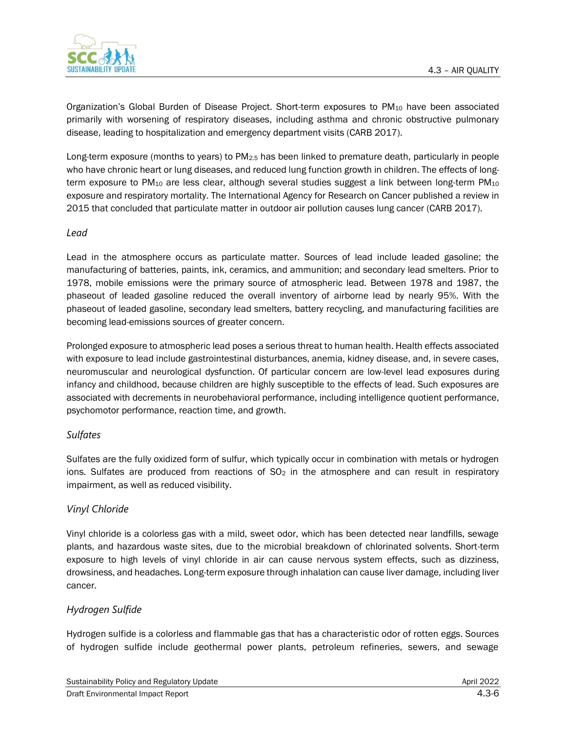Organization's Global Burden of Disease Project. Short-term exposures to $PM_{10}$ have been associated primarily with worsening of respiratory diseases, including asthma and chronic obstructive pulmonary disease, leading to hospitalization and emergency department visits (CARB 2017).

Long-term exposure (months to years) to $PM_{2.5}$ has been linked to premature death, particularly in people who have chronic heart or lung diseases, and reduced lung function growth in children. The effects of long-term exposure to $PM_{10}$ are less clear, although several studies suggest a link between long-term $PM_{10}$ exposure and respiratory mortality. The International Agency for Research on Cancer published a review in 2015 that concluded that particulate matter in outdoor air pollution causes lung cancer (CARB 2017).

### *Lead*

Lead in the atmosphere occurs as particulate matter. Sources of lead include leaded gasoline; the manufacturing of batteries, paints, ink, ceramics, and ammunition; and secondary lead smelters. Prior to 1978, mobile emissions were the primary source of atmospheric lead. Between 1978 and 1987, the phaseout of leaded gasoline reduced the overall inventory of airborne lead by nearly 95%. With the phaseout of leaded gasoline, secondary lead smelters, battery recycling, and manufacturing facilities are becoming lead-emissions sources of greater concern.

Prolonged exposure to atmospheric lead poses a serious threat to human health. Health effects associated with exposure to lead include gastrointestinal disturbances, anemia, kidney disease, and, in severe cases, neuromuscular and neurological dysfunction. Of particular concern are low-level lead exposures during infancy and childhood, because children are highly susceptible to the effects of lead. Such exposures are associated with decrements in neurobehavioral performance, including intelligence quotient performance, psychomotor performance, reaction time, and growth.

### *Sulfates*

Sulfates are the fully oxidized form of sulfur, which typically occur in combination with metals or hydrogen ions. Sulfates are produced from reactions of $SO_2$ in the atmosphere and can result in respiratory impairment, as well as reduced visibility.

### *Vinyl Chloride*

Vinyl chloride is a colorless gas with a mild, sweet odor, which has been detected near landfills, sewage plants, and hazardous waste sites, due to the microbial breakdown of chlorinated solvents. Short-term exposure to high levels of vinyl chloride in air can cause nervous system effects, such as dizziness, drowsiness, and headaches. Long-term exposure through inhalation can cause liver damage, including liver cancer.

### *Hydrogen Sulfide*

Hydrogen sulfide is a colorless and flammable gas that has a characteristic odor of rotten eggs. Sources of hydrogen sulfide include geothermal power plants, petroleum refineries, sewers, and sewage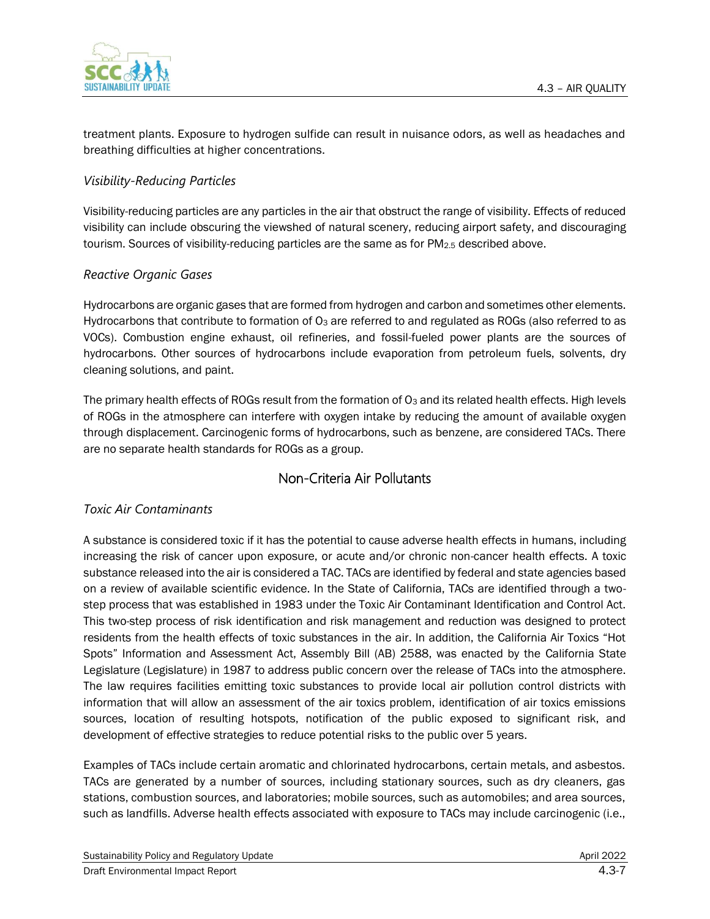treatment plants. Exposure to hydrogen sulfide can result in nuisance odors, as well as headaches and breathing difficulties at higher concentrations.

### *Visibility-Reducing Particles*

Visibility-reducing particles are any particles in the air that obstruct the range of visibility. Effects of reduced visibility can include obscuring the viewshed of natural scenery, reducing airport safety, and discouraging tourism. Sources of visibility-reducing particles are the same as for $PM_{2.5}$ described above.

### *Reactive Organic Gases*

Hydrocarbons are organic gases that are formed from hydrogen and carbon and sometimes other elements. Hydrocarbons that contribute to formation of $O_3$ are referred to and regulated as ROGs (also referred to as VOCs). Combustion engine exhaust, oil refineries, and fossil-fueled power plants are the sources of hydrocarbons. Other sources of hydrocarbons include evaporation from petroleum fuels, solvents, dry cleaning solutions, and paint.

The primary health effects of ROGs result from the formation of $O_3$ and its related health effects. High levels of ROGs in the atmosphere can interfere with oxygen intake by reducing the amount of available oxygen through displacement. Carcinogenic forms of hydrocarbons, such as benzene, are considered TACs. There are no separate health standards for ROGs as a group.

## Non-Criteria Air Pollutants

### *Toxic Air Contaminants*

A substance is considered toxic if it has the potential to cause adverse health effects in humans, including increasing the risk of cancer upon exposure, or acute and/or chronic non-cancer health effects. A toxic substance released into the air is considered a TAC. TACs are identified by federal and state agencies based on a review of available scientific evidence. In the State of California, TACs are identified through a two-step process that was established in 1983 under the Toxic Air Contaminant Identification and Control Act. This two-step process of risk identification and risk management and reduction was designed to protect residents from the health effects of toxic substances in the air. In addition, the California Air Toxics "Hot Spots" Information and Assessment Act, Assembly Bill (AB) 2588, was enacted by the California State Legislature (Legislature) in 1987 to address public concern over the release of TACs into the atmosphere. The law requires facilities emitting toxic substances to provide local air pollution control districts with information that will allow an assessment of the air toxics problem, identification of air toxics emissions sources, location of resulting hotspots, notification of the public exposed to significant risk, and development of effective strategies to reduce potential risks to the public over 5 years.

Examples of TACs include certain aromatic and chlorinated hydrocarbons, certain metals, and asbestos. TACs are generated by a number of sources, including stationary sources, such as dry cleaners, gas stations, combustion sources, and laboratories; mobile sources, such as automobiles; and area sources, such as landfills. Adverse health effects associated with exposure to TACs may include carcinogenic (i.e.,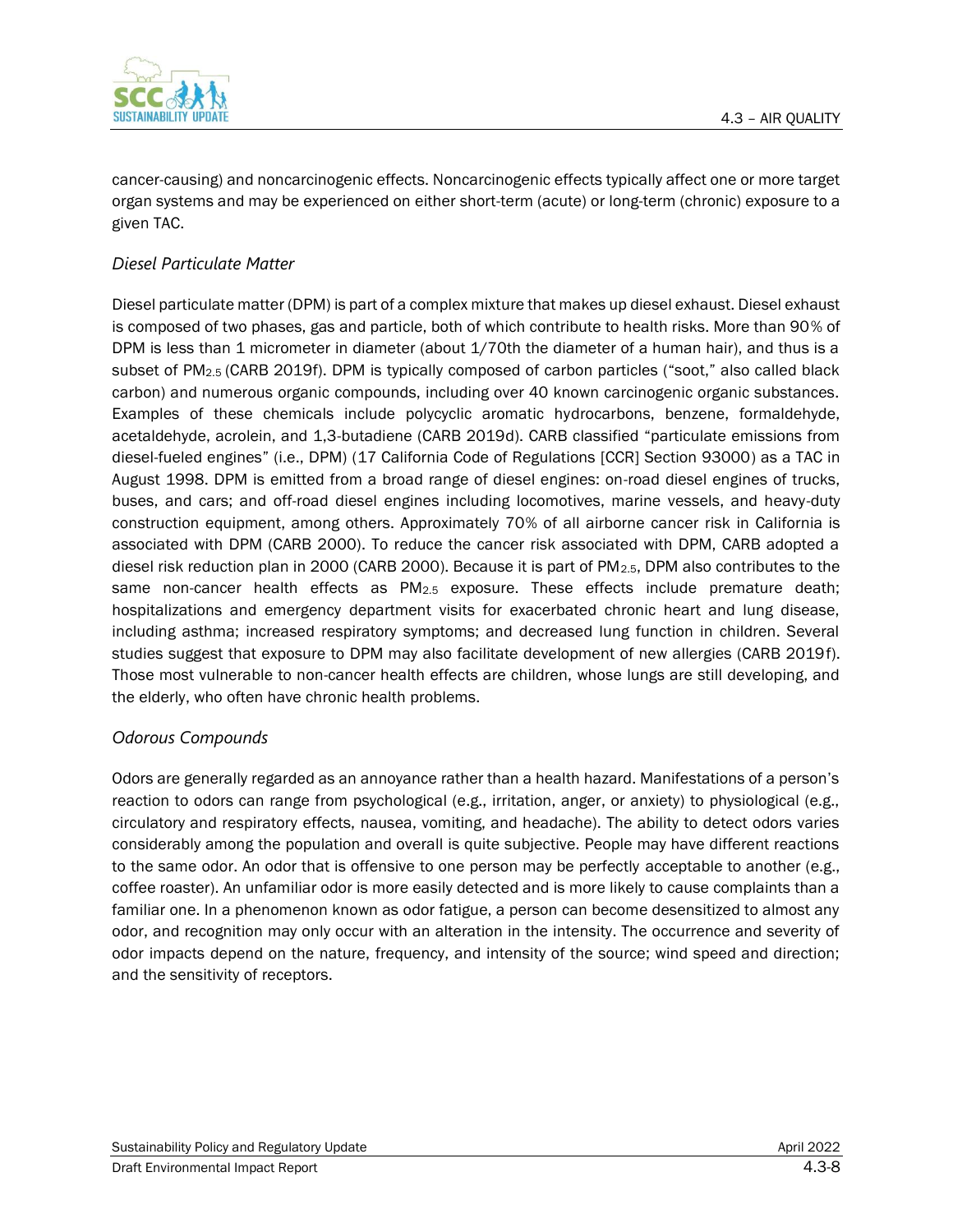cancer-causing) and noncarcinogenic effects. Noncarcinogenic effects typically affect one or more target organ systems and may be experienced on either short-term (acute) or long-term (chronic) exposure to a given TAC.

### *Diesel Particulate Matter*

Diesel particulate matter (DPM) is part of a complex mixture that makes up diesel exhaust. Diesel exhaust is composed of two phases, gas and particle, both of which contribute to health risks. More than 90% of DPM is less than 1 micrometer in diameter (about 1/70th the diameter of a human hair), and thus is a subset of $PM_{2.5}$ (CARB 2019f). DPM is typically composed of carbon particles ("soot," also called black carbon) and numerous organic compounds, including over 40 known carcinogenic organic substances. Examples of these chemicals include polycyclic aromatic hydrocarbons, benzene, formaldehyde, acetaldehyde, acrolein, and 1,3-butadiene (CARB 2019d). CARB classified "particulate emissions from diesel-fueled engines" (i.e., DPM) (17 California Code of Regulations [CCR] Section 93000) as a TAC in August 1998. DPM is emitted from a broad range of diesel engines: on-road diesel engines of trucks, buses, and cars; and off-road diesel engines including locomotives, marine vessels, and heavy-duty construction equipment, among others. Approximately 70% of all airborne cancer risk in California is associated with DPM (CARB 2000). To reduce the cancer risk associated with DPM, CARB adopted a diesel risk reduction plan in 2000 (CARB 2000). Because it is part of $PM_{2.5}$, DPM also contributes to the same non-cancer health effects as $PM_{2.5}$ exposure. These effects include premature death; hospitalizations and emergency department visits for exacerbated chronic heart and lung disease, including asthma; increased respiratory symptoms; and decreased lung function in children. Several studies suggest that exposure to DPM may also facilitate development of new allergies (CARB 2019f). Those most vulnerable to non-cancer health effects are children, whose lungs are still developing, and the elderly, who often have chronic health problems.

### *Odorous Compounds*

Odors are generally regarded as an annoyance rather than a health hazard. Manifestations of a person's reaction to odors can range from psychological (e.g., irritation, anger, or anxiety) to physiological (e.g., circulatory and respiratory effects, nausea, vomiting, and headache). The ability to detect odors varies considerably among the population and overall is quite subjective. People may have different reactions to the same odor. An odor that is offensive to one person may be perfectly acceptable to another (e.g., coffee roaster). An unfamiliar odor is more easily detected and is more likely to cause complaints than a familiar one. In a phenomenon known as odor fatigue, a person can become desensitized to almost any odor, and recognition may only occur with an alteration in the intensity. The occurrence and severity of odor impacts depend on the nature, frequency, and intensity of the source; wind speed and direction; and the sensitivity of receptors.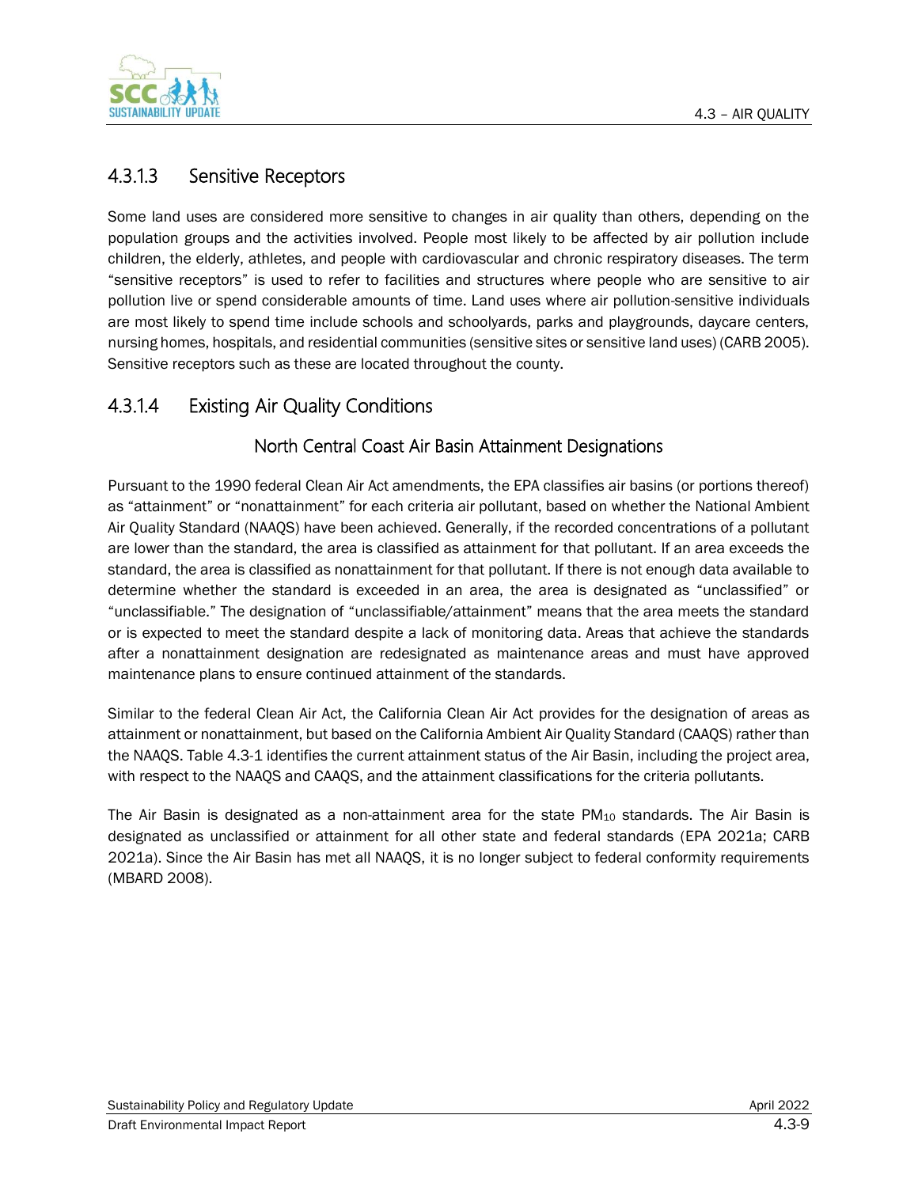### 4.3.1.3 Sensitive Receptors

Some land uses are considered more sensitive to changes in air quality than others, depending on the population groups and the activities involved. People most likely to be affected by air pollution include children, the elderly, athletes, and people with cardiovascular and chronic respiratory diseases. The term "sensitive receptors" is used to refer to facilities and structures where people who are sensitive to air pollution live or spend considerable amounts of time. Land uses where air pollution-sensitive individuals are most likely to spend time include schools and schoolyards, parks and playgrounds, daycare centers, nursing homes, hospitals, and residential communities (sensitive sites or sensitive land uses) (CARB 2005). Sensitive receptors such as these are located throughout the county.

### 4.3.1.4 Existing Air Quality Conditions

#### North Central Coast Air Basin Attainment Designations

Pursuant to the 1990 federal Clean Air Act amendments, the EPA classifies air basins (or portions thereof) as "attainment" or "nonattainment" for each criteria air pollutant, based on whether the National Ambient Air Quality Standard (NAAQS) have been achieved. Generally, if the recorded concentrations of a pollutant are lower than the standard, the area is classified as attainment for that pollutant. If an area exceeds the standard, the area is classified as nonattainment for that pollutant. If there is not enough data available to determine whether the standard is exceeded in an area, the area is designated as "unclassified" or "unclassifiable." The designation of "unclassifiable/attainment" means that the area meets the standard or is expected to meet the standard despite a lack of monitoring data. Areas that achieve the standards after a nonattainment designation are redesignated as maintenance areas and must have approved maintenance plans to ensure continued attainment of the standards.

Similar to the federal Clean Air Act, the California Clean Air Act provides for the designation of areas as attainment or nonattainment, but based on the California Ambient Air Quality Standard (CAAQS) rather than the NAAQS. Table 4.3-1 identifies the current attainment status of the Air Basin, including the project area, with respect to the NAAQS and CAAQS, and the attainment classifications for the criteria pollutants.

The Air Basin is designated as a non-attainment area for the state $PM_{10}$ standards. The Air Basin is designated as unclassified or attainment for all other state and federal standards (EPA 2021a; CARB 2021a). Since the Air Basin has met all NAAQS, it is no longer subject to federal conformity requirements (MBARD 2008).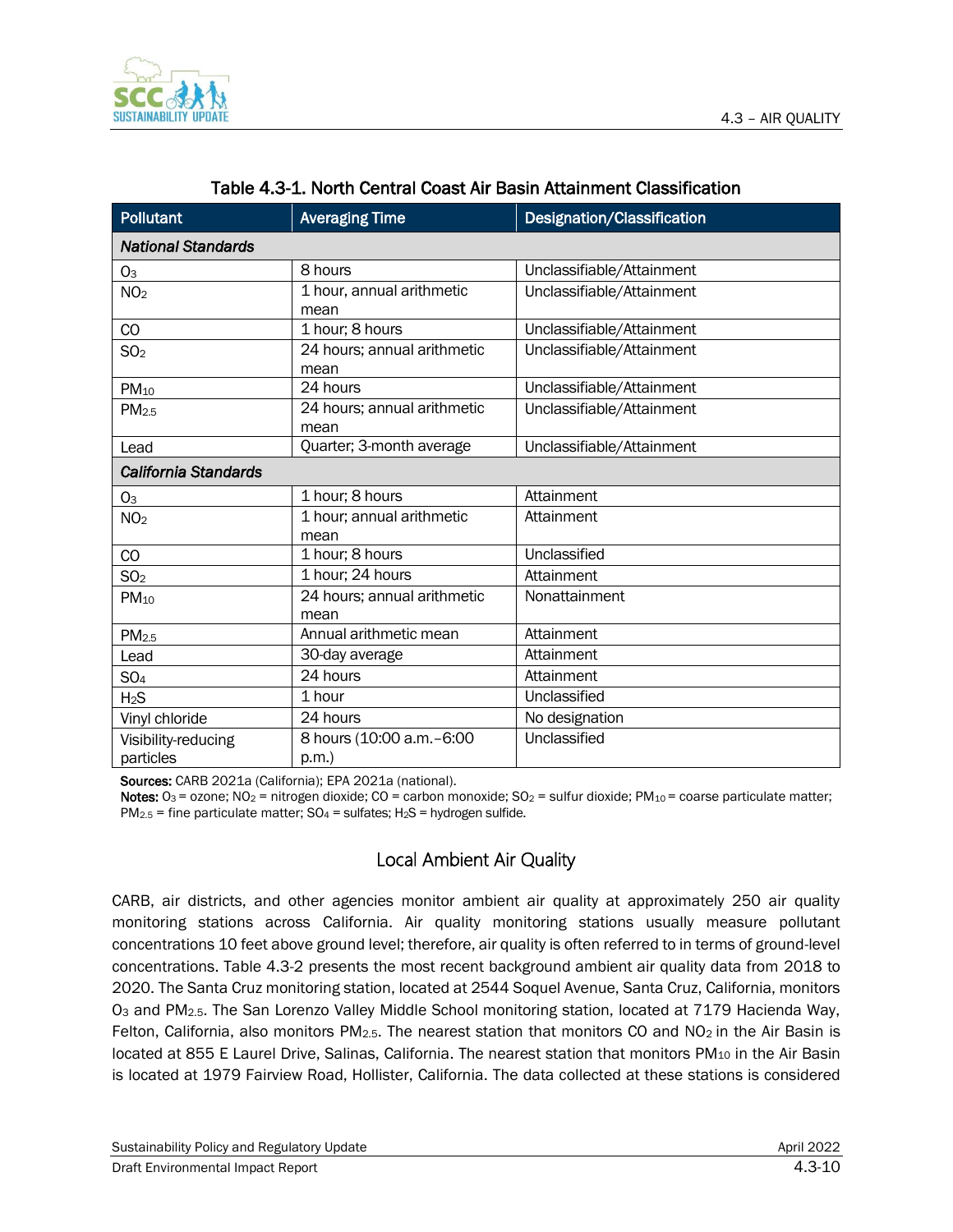Table 4.3-1. North Central Coast Air Basin Attainment Classification

| Pollutant | Averaging Time | Designation/Classification |
| --- | --- | --- |
| *National Standards* | | |
| $O_3$ | 8 hours | Unclassifiable/Attainment |
| $NO_2$ | 1 hour, annual arithmetic mean | Unclassifiable/Attainment |
| CO | 1 hour; 8 hours | Unclassifiable/Attainment |
| $SO_2$ | 24 hours; annual arithmetic mean | Unclassifiable/Attainment |
| $PM_{10}$ | 24 hours | Unclassifiable/Attainment |
| $PM_{2.5}$ | 24 hours; annual arithmetic mean | Unclassifiable/Attainment |
| Lead | Quarter; 3-month average | Unclassifiable/Attainment |
| *California Standards* | | |
| $O_3$ | 1 hour; 8 hours | Attainment |
| $NO_2$ | 1 hour; annual arithmetic mean | Attainment |
| CO | 1 hour; 8 hours | Unclassified |
| $SO_2$ | 1 hour; 24 hours | Attainment |
| $PM_{10}$ | 24 hours; annual arithmetic mean | Nonattainment |
| $PM_{2.5}$ | Annual arithmetic mean | Attainment |
| Lead | 30-day average | Attainment |
| $SO_4$ | 24 hours | Attainment |
| $H_2S$ | 1 hour | Unclassified |
| Vinyl chloride | 24 hours | No designation |
| Visibility-reducing particles | 8 hours (10:00 a.m.–6:00 p.m.) | Unclassified |

**Sources:** CARB 2021a (California); EPA 2021a (national).
**Notes:** $O_3$ = ozone; $NO_2$ = nitrogen dioxide; CO = carbon monoxide; $SO_2$ = sulfur dioxide; $PM_{10}$ = coarse particulate matter; $PM_{2.5}$ = fine particulate matter; $SO_4$ = sulfates; $H_2S$ = hydrogen sulfide.

## Local Ambient Air Quality

CARB, air districts, and other agencies monitor ambient air quality at approximately 250 air quality monitoring stations across California. Air quality monitoring stations usually measure pollutant concentrations 10 feet above ground level; therefore, air quality is often referred to in terms of ground-level concentrations. Table 4.3-2 presents the most recent background ambient air quality data from 2018 to 2020. The Santa Cruz monitoring station, located at 2544 Soquel Avenue, Santa Cruz, California, monitors $O_3$ and $PM_{2.5}$. The San Lorenzo Valley Middle School monitoring station, located at 7179 Hacienda Way, Felton, California, also monitors $PM_{2.5}$. The nearest station that monitors CO and $NO_2$ in the Air Basin is located at 855 E Laurel Drive, Salinas, California. The nearest station that monitors $PM_{10}$ in the Air Basin is located at 1979 Fairview Road, Hollister, California. The data collected at these stations is considered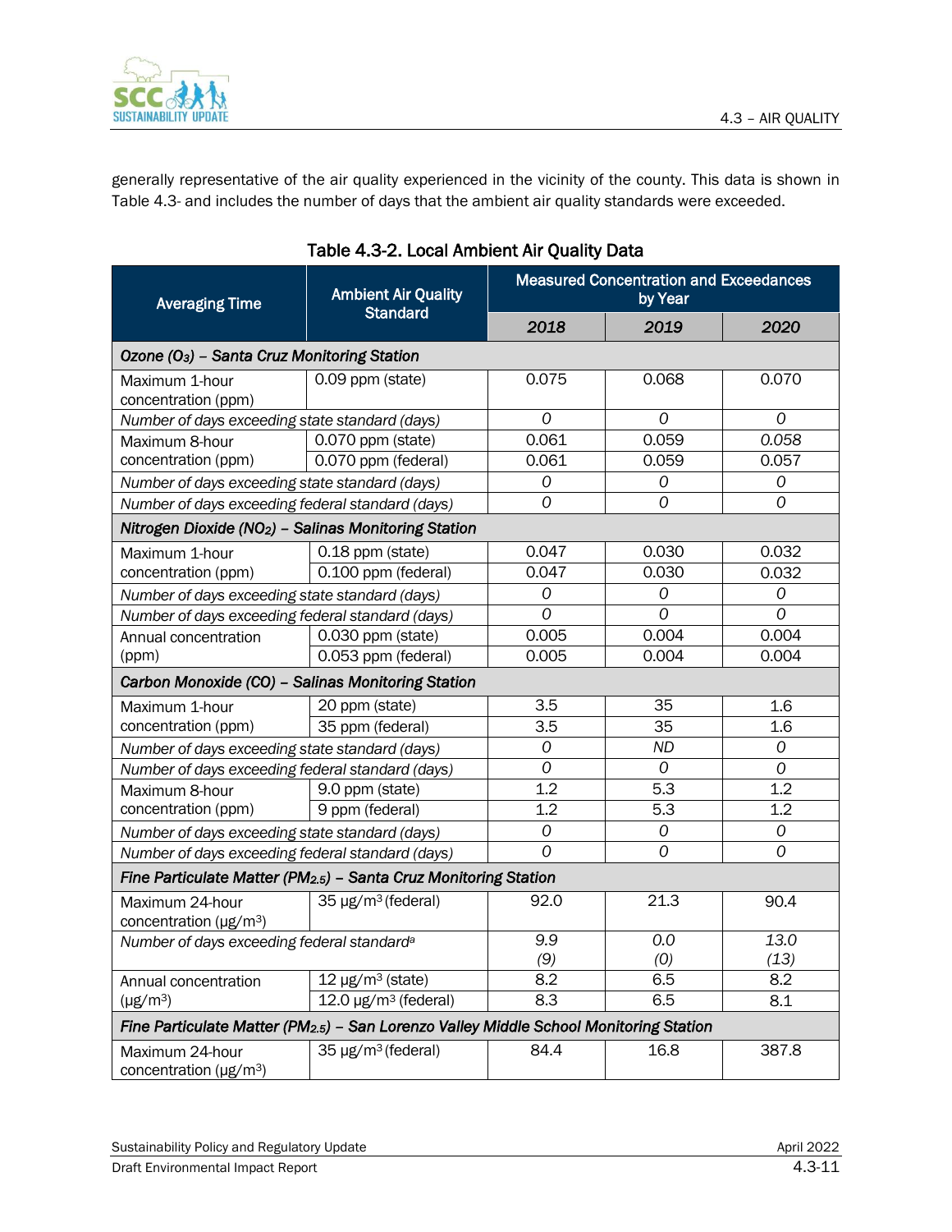generally representative of the air quality experienced in the vicinity of the county. This data is shown in Table 4.3- and includes the number of days that the ambient air quality standards were exceeded.

**Table 4.3-2. Local Ambient Air Quality Data**

| Averaging Time | Ambient Air Quality Standard | Measured Concentration and Exceedances by Year | | |
|---|---|---|---|---|
| | | 2018 | 2019 | 2020 |
| *Ozone ($O_3$) – Santa Cruz Monitoring Station* | | | | |
| Maximum 1-hour concentration (ppm) | 0.09 ppm (state) | 0.075 | 0.068 | 0.070 |
| *Number of days exceeding state standard (days)* | | *0* | *0* | *0* |
| Maximum 8-hour concentration (ppm) | 0.070 ppm (state) | 0.061 | 0.059 | *0.058* |
| | 0.070 ppm (federal) | 0.061 | 0.059 | 0.057 |
| *Number of days exceeding state standard (days)* | | *0* | *0* | *0* |
| *Number of days exceeding federal standard (days)* | | *0* | *0* | *0* |
| *Nitrogen Dioxide ($NO_2$) – Salinas Monitoring Station* | | | | |
| Maximum 1-hour concentration (ppm) | 0.18 ppm (state) | 0.047 | 0.030 | 0.032 |
| | 0.100 ppm (federal) | 0.047 | 0.030 | 0.032 |
| *Number of days exceeding state standard (days)* | | *0* | *0* | *0* |
| *Number of days exceeding federal standard (days)* | | *0* | *0* | *0* |
| Annual concentration (ppm) | 0.030 ppm (state) | 0.005 | 0.004 | 0.004 |
| | 0.053 ppm (federal) | 0.005 | 0.004 | 0.004 |
| *Carbon Monoxide (CO) – Salinas Monitoring Station* | | | | |
| Maximum 1-hour concentration (ppm) | 20 ppm (state) | 3.5 | 35 | 1.6 |
| | 35 ppm (federal) | 3.5 | 35 | 1.6 |
| *Number of days exceeding state standard (days)* | | *0* | *ND* | *0* |
| *Number of days exceeding federal standard (days)* | | *0* | *0* | *0* |
| Maximum 8-hour concentration (ppm) | 9.0 ppm (state) | 1.2 | 5.3 | 1.2 |
| | 9 ppm (federal) | 1.2 | 5.3 | 1.2 |
| *Number of days exceeding state standard (days)* | | *0* | *0* | *0* |
| *Number of days exceeding federal standard (days)* | | *0* | *0* | *0* |
| *Fine Particulate Matter ($PM_{2.5}$) – Santa Cruz Monitoring Station* | | | | |
| Maximum 24-hour concentration (μg/m³) | 35 μg/m³ (federal) | 92.0 | 21.3 | 90.4 |
| *Number of days exceeding federal standard*[a] | | *9.9 (9)* | *0.0 (0)* | *13.0 (13)* |
| Annual concentration (μg/m³) | 12 μg/m³ (state) | 8.2 | 6.5 | 8.2 |
| | 12.0 μg/m³ (federal) | 8.3 | 6.5 | 8.1 |
| *Fine Particulate Matter ($PM_{2.5}$) – San Lorenzo Valley Middle School Monitoring Station* | | | | |
| Maximum 24-hour concentration (μg/m³) | 35 μg/m³ (federal) | 84.4 | 16.8 | 387.8 |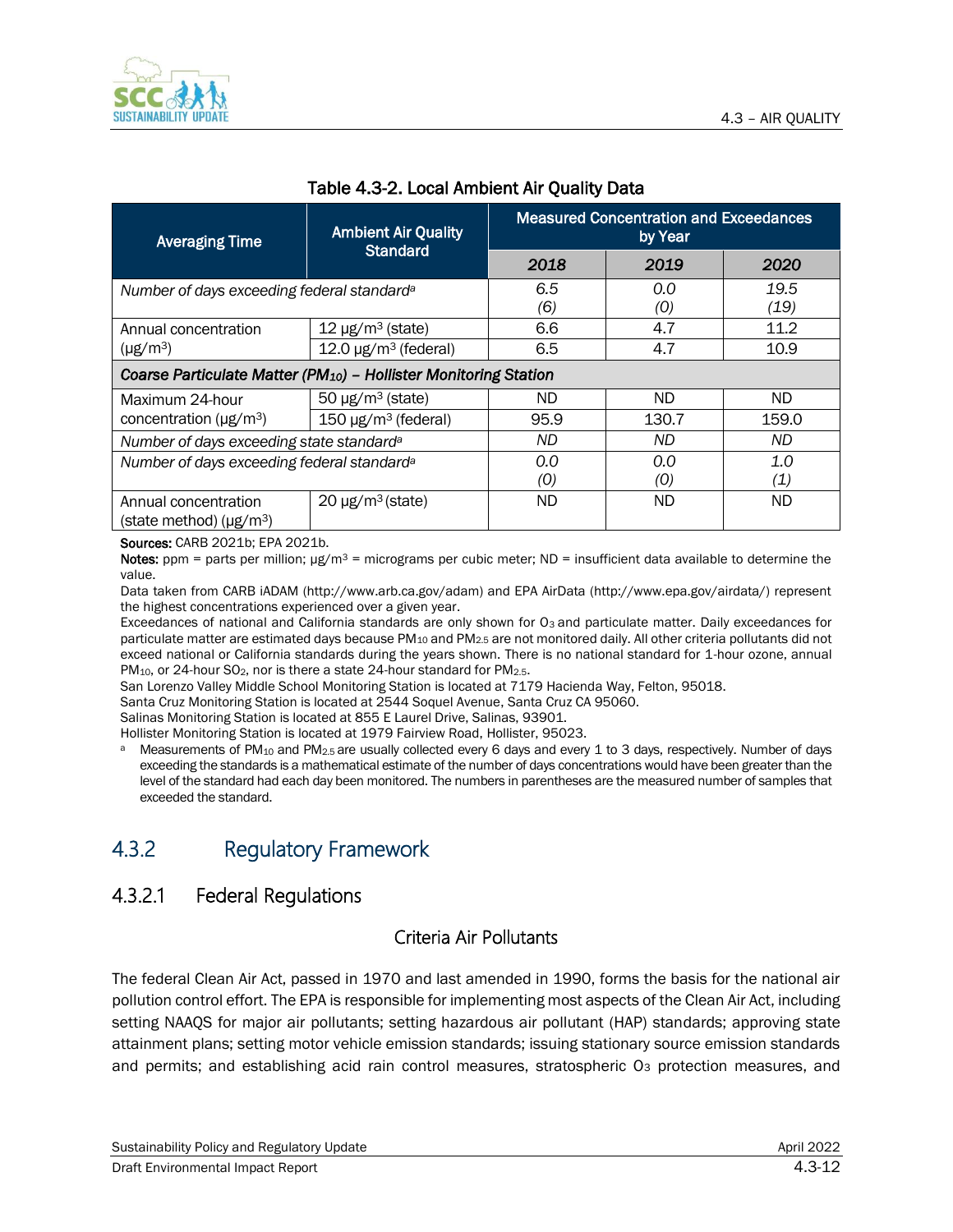Table 4.3-2. Local Ambient Air Quality Data

| Averaging Time | Ambient Air Quality Standard | Measured Concentration and Exceedances by Year | | |
|---|---|---|---|---|
| | | 2018 | 2019 | 2020 |
| *Number of days exceeding federal standard*[a] | | *6.5 (6)* | *0.0 (0)* | *19.5 (19)* |
| Annual concentration (μg/m³) | 12 μg/m³ (state) | 6.6 | 4.7 | 11.2 |
| | 12.0 μg/m³ (federal) | 6.5 | 4.7 | 10.9 |
| ***Coarse Particulate Matter ($PM_{10}$) – Hollister Monitoring Station*** | | | | |
| Maximum 24-hour concentration (μg/m³) | 50 μg/m³ (state) | ND | ND | ND |
| | 150 μg/m³ (federal) | 95.9 | 130.7 | 159.0 |
| *Number of days exceeding state standard*[a] | | *ND* | *ND* | *ND* |
| *Number of days exceeding federal standard*[a] | | *0.0 (0)* | *0.0 (0)* | *1.0 (1)* |
| Annual concentration (state method) (μg/m³) | 20 μg/m³ (state) | ND | ND | ND |

**Sources:** CARB 2021b; EPA 2021b.

**Notes:** ppm = parts per million; μg/m³ = micrograms per cubic meter; ND = insufficient data available to determine the value.

Data taken from CARB iADAM (http://www.arb.ca.gov/adam) and EPA AirData (http://www.epa.gov/airdata/) represent the highest concentrations experienced over a given year.

Exceedances of national and California standards are only shown for $O_3$ and particulate matter. Daily exceedances for particulate matter are estimated days because $PM_{10}$ and $PM_{2.5}$ are not monitored daily. All other criteria pollutants did not exceed national or California standards during the years shown. There is no national standard for 1-hour ozone, annual $PM_{10}$, or 24-hour $SO_2$, nor is there a state 24-hour standard for $PM_{2.5}$.

San Lorenzo Valley Middle School Monitoring Station is located at 7179 Hacienda Way, Felton, 95018.

Santa Cruz Monitoring Station is located at 2544 Soquel Avenue, Santa Cruz CA 95060.

Salinas Monitoring Station is located at 855 E Laurel Drive, Salinas, 93901.

Hollister Monitoring Station is located at 1979 Fairview Road, Hollister, 95023.

[a] Measurements of $PM_{10}$ and $PM_{2.5}$ are usually collected every 6 days and every 1 to 3 days, respectively. Number of days exceeding the standards is a mathematical estimate of the number of days concentrations would have been greater than the level of the standard had each day been monitored. The numbers in parentheses are the measured number of samples that exceeded the standard.

## 4.3.2 Regulatory Framework

### 4.3.2.1 Federal Regulations

#### Criteria Air Pollutants

The federal Clean Air Act, passed in 1970 and last amended in 1990, forms the basis for the national air pollution control effort. The EPA is responsible for implementing most aspects of the Clean Air Act, including setting NAAQS for major air pollutants; setting hazardous air pollutant (HAP) standards; approving state attainment plans; setting motor vehicle emission standards; issuing stationary source emission standards and permits; and establishing acid rain control measures, stratospheric $O_3$ protection measures, and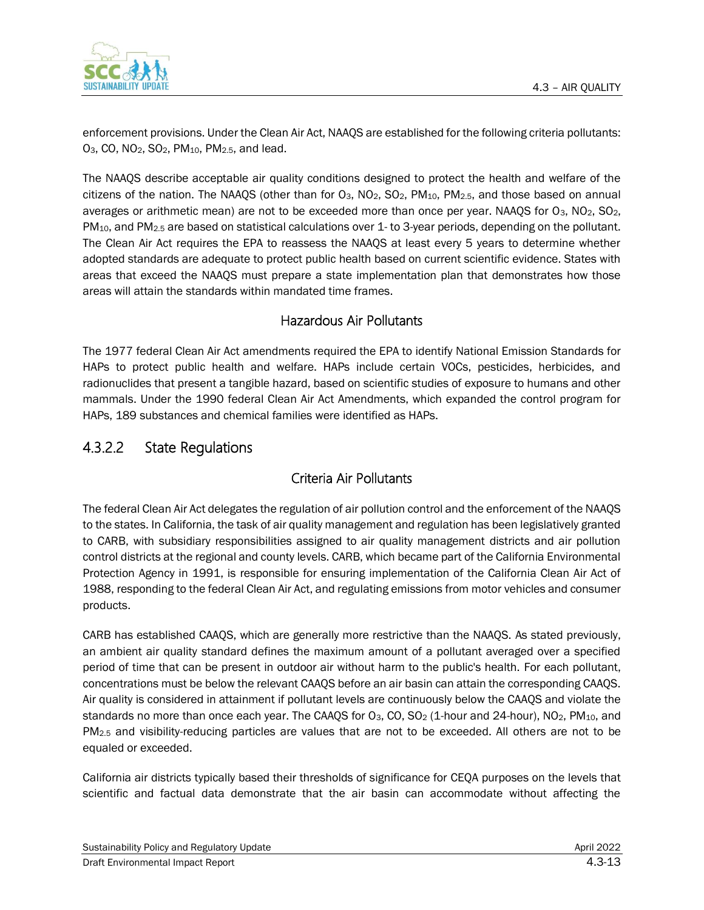enforcement provisions. Under the Clean Air Act, NAAQS are established for the following criteria pollutants: $O_3$, CO, $NO_2$, $SO_2$, $PM_{10}$, $PM_{2.5}$, and lead.

The NAAQS describe acceptable air quality conditions designed to protect the health and welfare of the citizens of the nation. The NAAQS (other than for $O_3$, $NO_2$, $SO_2$, $PM_{10}$, $PM_{2.5}$, and those based on annual averages or arithmetic mean) are not to be exceeded more than once per year. NAAQS for $O_3$, $NO_2$, $SO_2$, $PM_{10}$, and $PM_{2.5}$ are based on statistical calculations over 1- to 3-year periods, depending on the pollutant. The Clean Air Act requires the EPA to reassess the NAAQS at least every 5 years to determine whether adopted standards are adequate to protect public health based on current scientific evidence. States with areas that exceed the NAAQS must prepare a state implementation plan that demonstrates how those areas will attain the standards within mandated time frames.

#### Hazardous Air Pollutants

The 1977 federal Clean Air Act amendments required the EPA to identify National Emission Standards for HAPs to protect public health and welfare. HAPs include certain VOCs, pesticides, herbicides, and radionuclides that present a tangible hazard, based on scientific studies of exposure to humans and other mammals. Under the 1990 federal Clean Air Act Amendments, which expanded the control program for HAPs, 189 substances and chemical families were identified as HAPs.

### 4.3.2.2 State Regulations

#### Criteria Air Pollutants

The federal Clean Air Act delegates the regulation of air pollution control and the enforcement of the NAAQS to the states. In California, the task of air quality management and regulation has been legislatively granted to CARB, with subsidiary responsibilities assigned to air quality management districts and air pollution control districts at the regional and county levels. CARB, which became part of the California Environmental Protection Agency in 1991, is responsible for ensuring implementation of the California Clean Air Act of 1988, responding to the federal Clean Air Act, and regulating emissions from motor vehicles and consumer products.

CARB has established CAAQS, which are generally more restrictive than the NAAQS. As stated previously, an ambient air quality standard defines the maximum amount of a pollutant averaged over a specified period of time that can be present in outdoor air without harm to the public's health. For each pollutant, concentrations must be below the relevant CAAQS before an air basin can attain the corresponding CAAQS. Air quality is considered in attainment if pollutant levels are continuously below the CAAQS and violate the standards no more than once each year. The CAAQS for $O_3$, CO, $SO_2$ (1-hour and 24-hour), $NO_2$, $PM_{10}$, and $PM_{2.5}$ and visibility-reducing particles are values that are not to be exceeded. All others are not to be equaled or exceeded.

California air districts typically based their thresholds of significance for CEQA purposes on the levels that scientific and factual data demonstrate that the air basin can accommodate without affecting the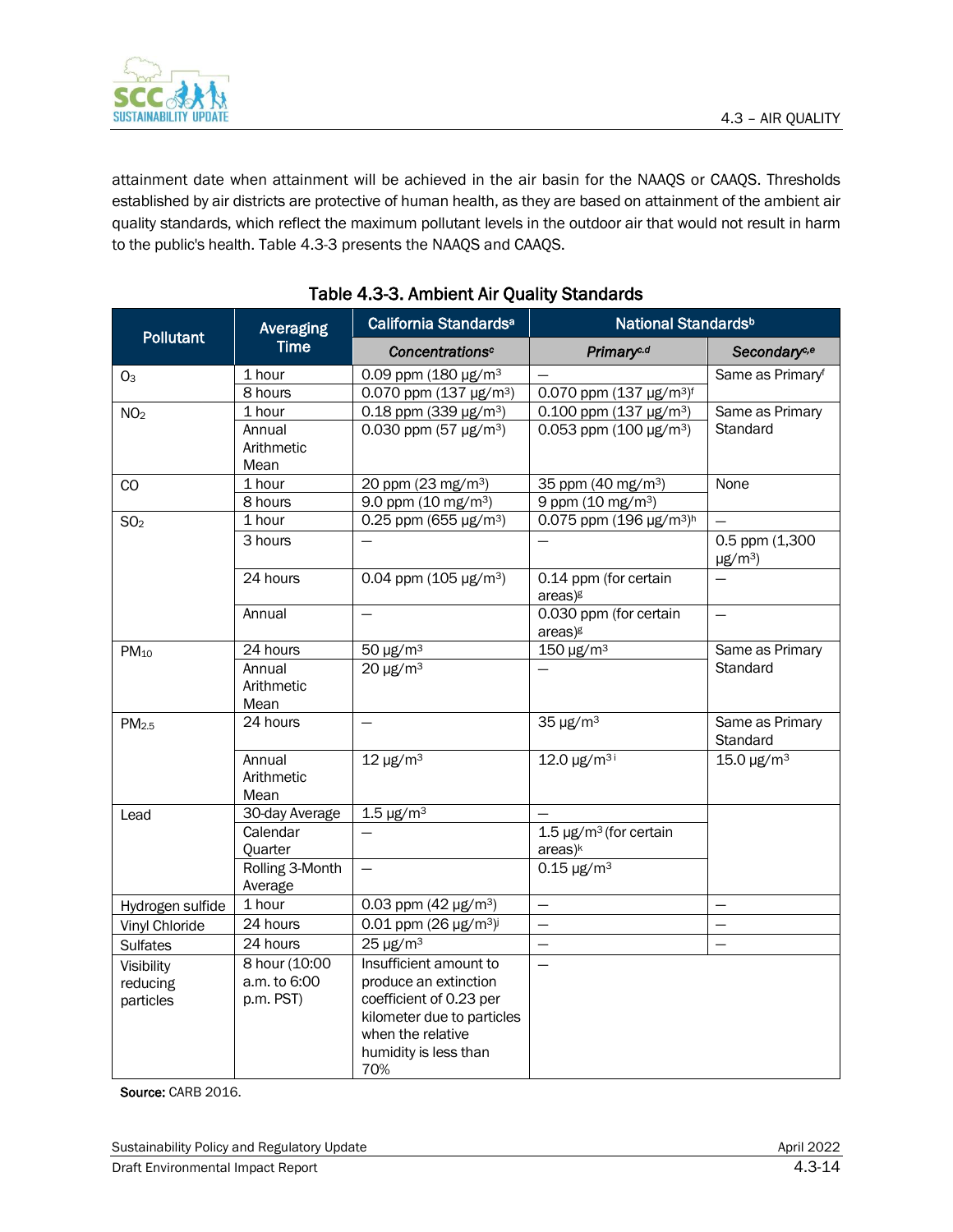attainment date when attainment will be achieved in the air basin for the NAAQS or CAAQS. Thresholds established by air districts are protective of human health, as they are based on attainment of the ambient air quality standards, which reflect the maximum pollutant levels in the outdoor air that would not result in harm to the public's health. Table 4.3-3 presents the NAAQS and CAAQS.

**Table 4.3-3. Ambient Air Quality Standards**

| Pollutant | Averaging Time | California Standards[a] | National Standards[b] | |
|---|---|---|---|---|
| | | *Concentrations[c]* | *Primary[c,d]* | *Secondary[c,e]* |
| $O_3$ | 1 hour | 0.09 ppm (180 μg/m³) | — | Same as Primary[f] |
| | 8 hours | 0.070 ppm (137 μg/m³) | 0.070 ppm (137 μg/m³)[f] | |
| $NO_2$ | 1 hour | 0.18 ppm (339 μg/m³) | 0.100 ppm (137 μg/m³) | Same as Primary Standard |
| | Annual Arithmetic Mean | 0.030 ppm (57 μg/m³) | 0.053 ppm (100 μg/m³) | |
| CO | 1 hour | 20 ppm (23 mg/m³) | 35 ppm (40 mg/m³) | None |
| | 8 hours | 9.0 ppm (10 mg/m³) | 9 ppm (10 mg/m³) | |
| $SO_2$ | 1 hour | 0.25 ppm (655 μg/m³) | 0.075 ppm (196 μg/m³)[h] | — |
| | 3 hours | — | — | 0.5 ppm (1,300 μg/m³) |
| | 24 hours | 0.04 ppm (105 μg/m³) | 0.14 ppm (for certain areas)[g] | — |
| | Annual | — | 0.030 ppm (for certain areas)[g] | — |
| $PM_{10}$ | 24 hours | 50 μg/m³ | 150 μg/m³ | Same as Primary Standard |
| | Annual Arithmetic Mean | 20 μg/m³ | — | |
| $PM_{2.5}$ | 24 hours | — | 35 μg/m³ | Same as Primary Standard |
| | Annual Arithmetic Mean | 12 μg/m³ | 12.0 μg/m³[i] | 15.0 μg/m³ |
| Lead | 30-day Average | 1.5 μg/m³ | — | |
| | Calendar Quarter | — | 1.5 μg/m³ (for certain areas)[k] | |
| | Rolling 3-Month Average | — | 0.15 μg/m³ | |
| Hydrogen sulfide | 1 hour | 0.03 ppm (42 μg/m³) | — | — |
| Vinyl Chloride | 24 hours | 0.01 ppm (26 μg/m³)[j] | — | — |
| Sulfates | 24 hours | 25 μg/m³ | — | — |
| Visibility reducing particles | 8 hour (10:00 a.m. to 6:00 p.m. PST) | Insufficient amount to produce an extinction coefficient of 0.23 per kilometer due to particles when the relative humidity is less than 70% | — | |

**Source:** CARB 2016.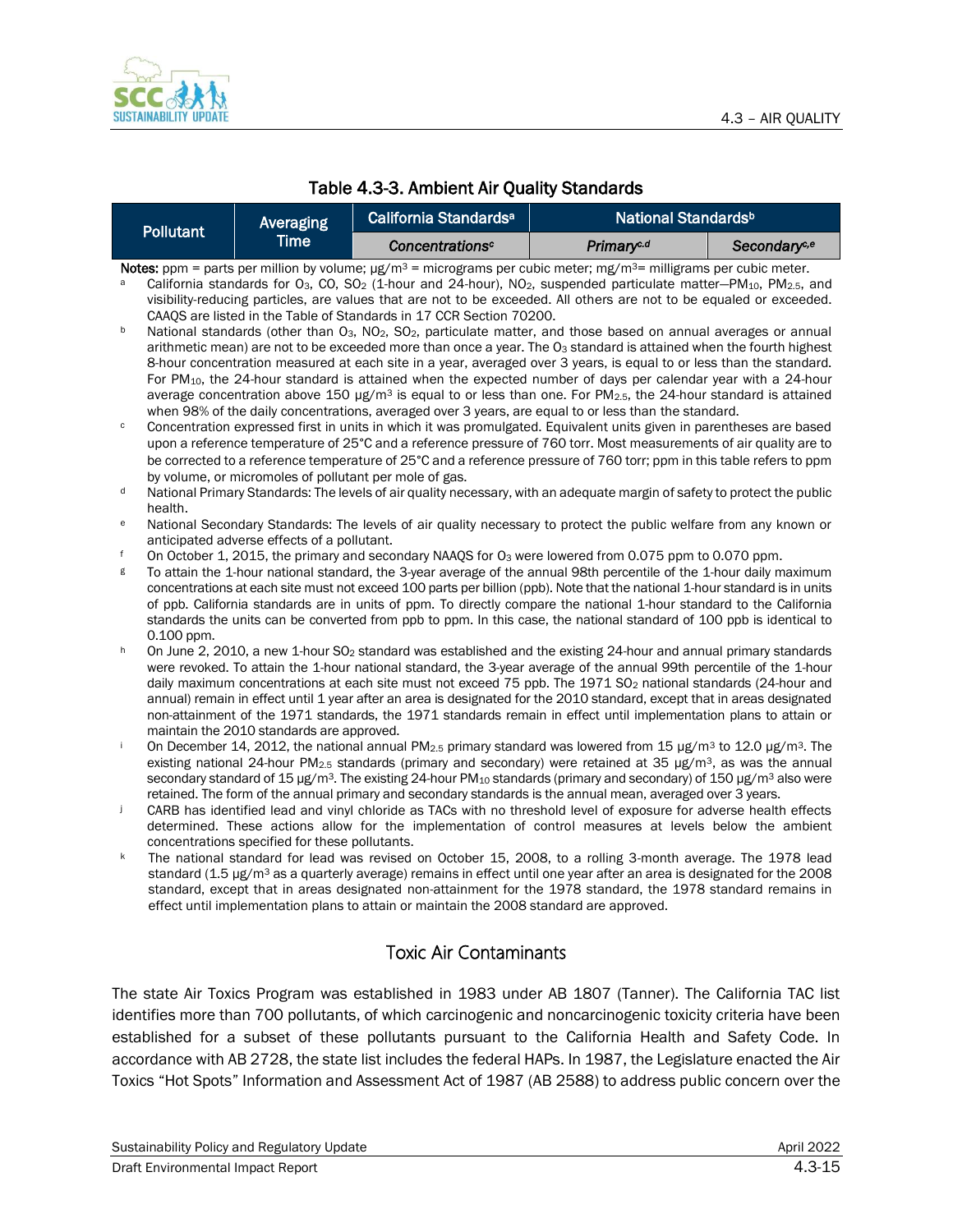Table 4.3-3. Ambient Air Quality Standards

| Pollutant | Averaging Time | California Standards[a] | National Standards[b] | |
|---|---|---|---|---|
| | | *Concentrations[c]* | *Primary[c,d]* | *Secondary[c,e]* |

**Notes:** ppm = parts per million by volume; μg/m$^3$ = micrograms per cubic meter; mg/m$^3$= milligrams per cubic meter.

[a] California standards for $O_3$, CO, $SO_2$ (1-hour and 24-hour), $NO_2$, suspended particulate matter—$PM_{10}$, $PM_{2.5}$, and visibility-reducing particles, are values that are not to be exceeded. All others are not to be equaled or exceeded. CAAQS are listed in the Table of Standards in 17 CCR Section 70200.

[b] National standards (other than $O_3$, $NO_2$, $SO_2$, particulate matter, and those based on annual averages or annual arithmetic mean) are not to be exceeded more than once a year. The $O_3$ standard is attained when the fourth highest 8-hour concentration measured at each site in a year, averaged over 3 years, is equal to or less than the standard. For $PM_{10}$, the 24-hour standard is attained when the expected number of days per calendar year with a 24-hour average concentration above 150 μg/m$^3$ is equal to or less than one. For $PM_{2.5}$, the 24-hour standard is attained when 98% of the daily concentrations, averaged over 3 years, are equal to or less than the standard.

[c] Concentration expressed first in units in which it was promulgated. Equivalent units given in parentheses are based upon a reference temperature of 25°C and a reference pressure of 760 torr. Most measurements of air quality are to be corrected to a reference temperature of 25°C and a reference pressure of 760 torr; ppm in this table refers to ppm by volume, or micromoles of pollutant per mole of gas.

[d] National Primary Standards: The levels of air quality necessary, with an adequate margin of safety to protect the public health.

[e] National Secondary Standards: The levels of air quality necessary to protect the public welfare from any known or anticipated adverse effects of a pollutant.

[f] On October 1, 2015, the primary and secondary NAAQS for $O_3$ were lowered from 0.075 ppm to 0.070 ppm.

[g] To attain the 1-hour national standard, the 3-year average of the annual 98th percentile of the 1-hour daily maximum concentrations at each site must not exceed 100 parts per billion (ppb). Note that the national 1-hour standard is in units of ppb. California standards are in units of ppm. To directly compare the national 1-hour standard to the California standards the units can be converted from ppb to ppm. In this case, the national standard of 100 ppb is identical to 0.100 ppm.

[h] On June 2, 2010, a new 1-hour $SO_2$ standard was established and the existing 24-hour and annual primary standards were revoked. To attain the 1-hour national standard, the 3-year average of the annual 99th percentile of the 1-hour daily maximum concentrations at each site must not exceed 75 ppb. The 1971 $SO_2$ national standards (24-hour and annual) remain in effect until 1 year after an area is designated for the 2010 standard, except that in areas designated non-attainment of the 1971 standards, the 1971 standards remain in effect until implementation plans to attain or maintain the 2010 standards are approved.

[i] On December 14, 2012, the national annual $PM_{2.5}$ primary standard was lowered from 15 μg/m$^3$ to 12.0 μg/m$^3$. The existing national 24-hour $PM_{2.5}$ standards (primary and secondary) were retained at 35 μg/m$^3$, as was the annual secondary standard of 15 μg/m$^3$. The existing 24-hour $PM_{10}$ standards (primary and secondary) of 150 μg/m$^3$ also were retained. The form of the annual primary and secondary standards is the annual mean, averaged over 3 years.

[j] CARB has identified lead and vinyl chloride as TACs with no threshold level of exposure for adverse health effects determined. These actions allow for the implementation of control measures at levels below the ambient concentrations specified for these pollutants.

[k] The national standard for lead was revised on October 15, 2008, to a rolling 3-month average. The 1978 lead standard (1.5 μg/m$^3$ as a quarterly average) remains in effect until one year after an area is designated for the 2008 standard, except that in areas designated non-attainment for the 1978 standard, the 1978 standard remains in effect until implementation plans to attain or maintain the 2008 standard are approved.

## Toxic Air Contaminants

The state Air Toxics Program was established in 1983 under AB 1807 (Tanner). The California TAC list identifies more than 700 pollutants, of which carcinogenic and noncarcinogenic toxicity criteria have been established for a subset of these pollutants pursuant to the California Health and Safety Code. In accordance with AB 2728, the state list includes the federal HAPs. In 1987, the Legislature enacted the Air Toxics "Hot Spots" Information and Assessment Act of 1987 (AB 2588) to address public concern over the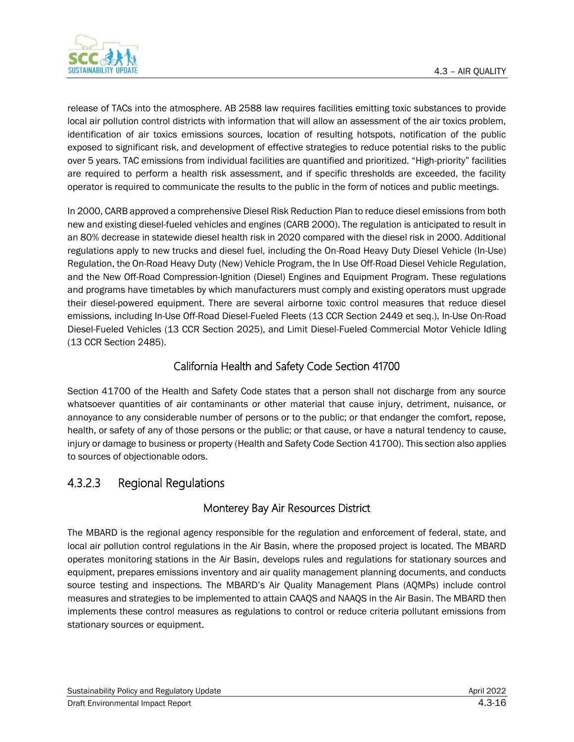release of TACs into the atmosphere. AB 2588 law requires facilities emitting toxic substances to provide local air pollution control districts with information that will allow an assessment of the air toxics problem, identification of air toxics emissions sources, location of resulting hotspots, notification of the public exposed to significant risk, and development of effective strategies to reduce potential risks to the public over 5 years. TAC emissions from individual facilities are quantified and prioritized. "High-priority" facilities are required to perform a health risk assessment, and if specific thresholds are exceeded, the facility operator is required to communicate the results to the public in the form of notices and public meetings.

In 2000, CARB approved a comprehensive Diesel Risk Reduction Plan to reduce diesel emissions from both new and existing diesel-fueled vehicles and engines (CARB 2000). The regulation is anticipated to result in an 80% decrease in statewide diesel health risk in 2020 compared with the diesel risk in 2000. Additional regulations apply to new trucks and diesel fuel, including the On-Road Heavy Duty Diesel Vehicle (In-Use) Regulation, the On-Road Heavy Duty (New) Vehicle Program, the In Use Off-Road Diesel Vehicle Regulation, and the New Off-Road Compression-Ignition (Diesel) Engines and Equipment Program. These regulations and programs have timetables by which manufacturers must comply and existing operators must upgrade their diesel-powered equipment. There are several airborne toxic control measures that reduce diesel emissions, including In-Use Off-Road Diesel-Fueled Fleets (13 CCR Section 2449 et seq.), In-Use On-Road Diesel-Fueled Vehicles (13 CCR Section 2025), and Limit Diesel-Fueled Commercial Motor Vehicle Idling (13 CCR Section 2485).

#### California Health and Safety Code Section 41700

Section 41700 of the Health and Safety Code states that a person shall not discharge from any source whatsoever quantities of air contaminants or other material that cause injury, detriment, nuisance, or annoyance to any considerable number of persons or to the public; or that endanger the comfort, repose, health, or safety of any of those persons or the public; or that cause, or have a natural tendency to cause, injury or damage to business or property (Health and Safety Code Section 41700). This section also applies to sources of objectionable odors.

### 4.3.2.3 Regional Regulations

#### Monterey Bay Air Resources District

The MBARD is the regional agency responsible for the regulation and enforcement of federal, state, and local air pollution control regulations in the Air Basin, where the proposed project is located. The MBARD operates monitoring stations in the Air Basin, develops rules and regulations for stationary sources and equipment, prepares emissions inventory and air quality management planning documents, and conducts source testing and inspections. The MBARD's Air Quality Management Plans (AQMPs) include control measures and strategies to be implemented to attain CAAQS and NAAQS in the Air Basin. The MBARD then implements these control measures as regulations to control or reduce criteria pollutant emissions from stationary sources or equipment.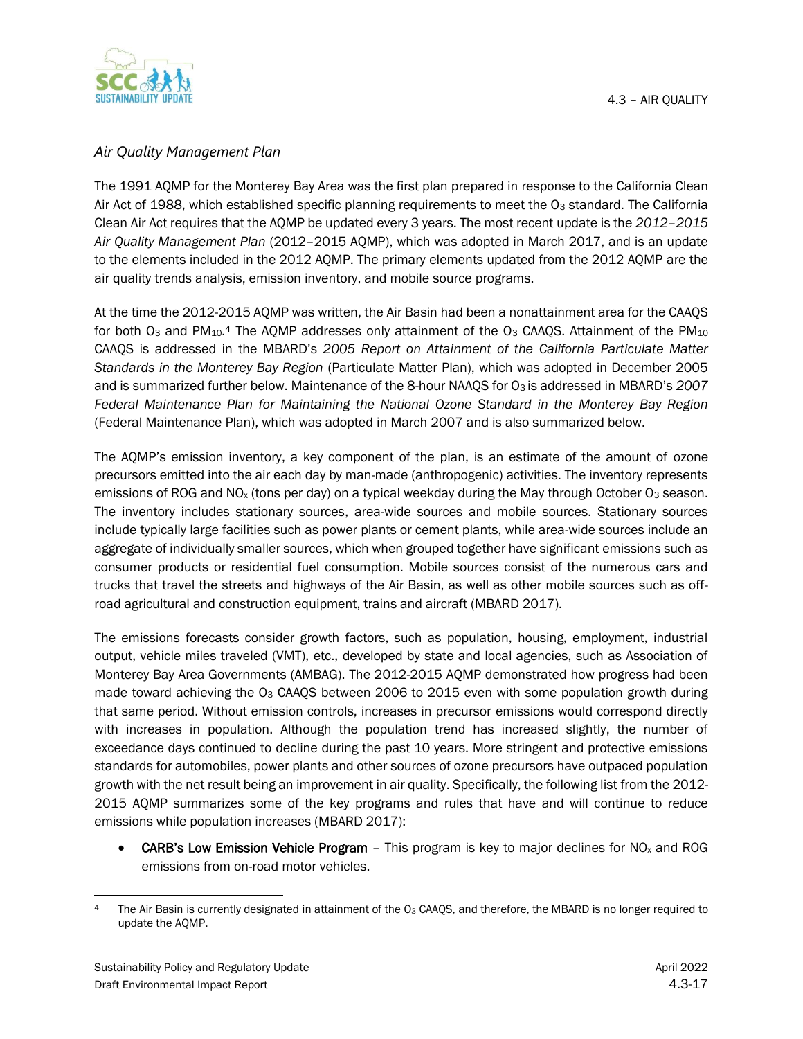### *Air Quality Management Plan*

The 1991 AQMP for the Monterey Bay Area was the first plan prepared in response to the California Clean Air Act of 1988, which established specific planning requirements to meet the $O_3$ standard. The California Clean Air Act requires that the AQMP be updated every 3 years. The most recent update is the *2012–2015 Air Quality Management Plan* (2012–2015 AQMP), which was adopted in March 2017, and is an update to the elements included in the 2012 AQMP. The primary elements updated from the 2012 AQMP are the air quality trends analysis, emission inventory, and mobile source programs.

At the time the 2012-2015 AQMP was written, the Air Basin had been a nonattainment area for the CAAQS for both $O_3$ and $PM_{10}$.[4] The AQMP addresses only attainment of the $O_3$ CAAQS. Attainment of the $PM_{10}$ CAAQS is addressed in the MBARD's *2005 Report on Attainment of the California Particulate Matter Standards in the Monterey Bay Region* (Particulate Matter Plan), which was adopted in December 2005 and is summarized further below. Maintenance of the 8-hour NAAQS for $O_3$ is addressed in MBARD's *2007 Federal Maintenance Plan for Maintaining the National Ozone Standard in the Monterey Bay Region* (Federal Maintenance Plan), which was adopted in March 2007 and is also summarized below.

The AQMP's emission inventory, a key component of the plan, is an estimate of the amount of ozone precursors emitted into the air each day by man-made (anthropogenic) activities. The inventory represents emissions of ROG and $NO_x$ (tons per day) on a typical weekday during the May through October $O_3$ season. The inventory includes stationary sources, area-wide sources and mobile sources. Stationary sources include typically large facilities such as power plants or cement plants, while area-wide sources include an aggregate of individually smaller sources, which when grouped together have significant emissions such as consumer products or residential fuel consumption. Mobile sources consist of the numerous cars and trucks that travel the streets and highways of the Air Basin, as well as other mobile sources such as off-road agricultural and construction equipment, trains and aircraft (MBARD 2017).

The emissions forecasts consider growth factors, such as population, housing, employment, industrial output, vehicle miles traveled (VMT), etc., developed by state and local agencies, such as Association of Monterey Bay Area Governments (AMBAG). The 2012-2015 AQMP demonstrated how progress had been made toward achieving the $O_3$ CAAQS between 2006 to 2015 even with some population growth during that same period. Without emission controls, increases in precursor emissions would correspond directly with increases in population. Although the population trend has increased slightly, the number of exceedance days continued to decline during the past 10 years. More stringent and protective emissions standards for automobiles, power plants and other sources of ozone precursors have outpaced population growth with the net result being an improvement in air quality. Specifically, the following list from the 2012-2015 AQMP summarizes some of the key programs and rules that have and will continue to reduce emissions while population increases (MBARD 2017):

- **CARB's Low Emission Vehicle Program** – This program is key to major declines for $NO_x$ and ROG emissions from on-road motor vehicles.

[4] The Air Basin is currently designated in attainment of the $O_3$ CAAQS, and therefore, the MBARD is no longer required to update the AQMP.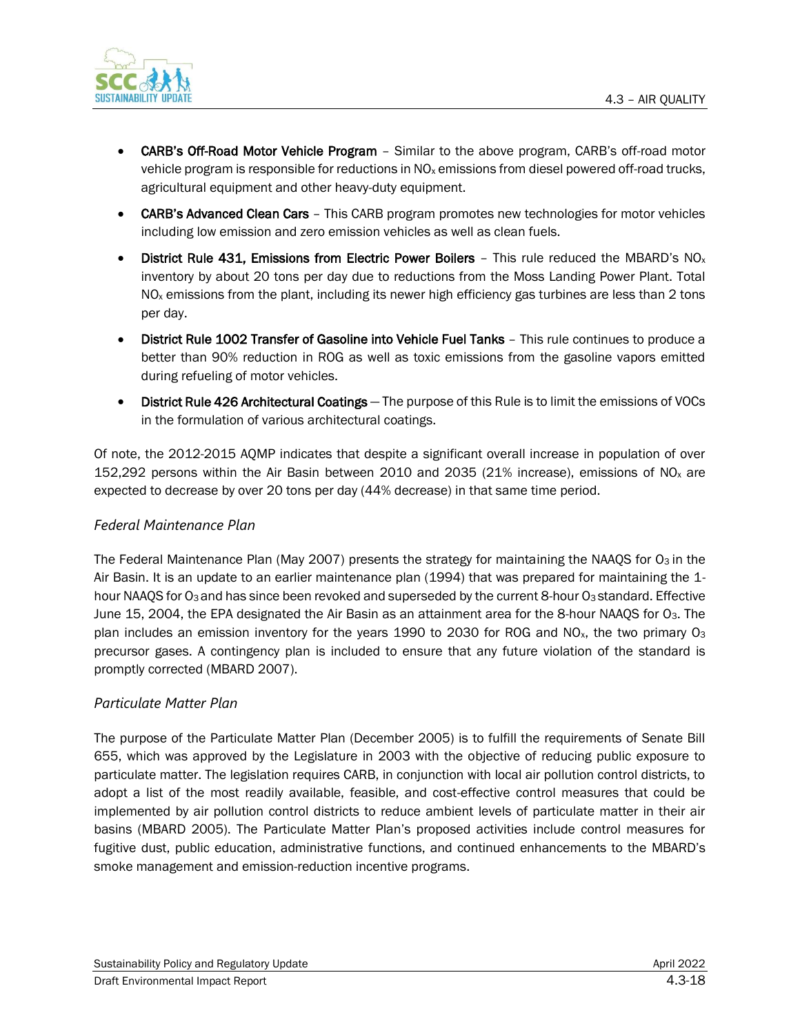- **CARB's Off-Road Motor Vehicle Program** – Similar to the above program, CARB's off-road motor vehicle program is responsible for reductions in $NO_x$ emissions from diesel powered off-road trucks, agricultural equipment and other heavy-duty equipment.
- **CARB's Advanced Clean Cars** – This CARB program promotes new technologies for motor vehicles including low emission and zero emission vehicles as well as clean fuels.
- **District Rule 431, Emissions from Electric Power Boilers** – This rule reduced the MBARD's $NO_x$ inventory by about 20 tons per day due to reductions from the Moss Landing Power Plant. Total $NO_x$ emissions from the plant, including its newer high efficiency gas turbines are less than 2 tons per day.
- **District Rule 1002 Transfer of Gasoline into Vehicle Fuel Tanks** – This rule continues to produce a better than 90% reduction in ROG as well as toxic emissions from the gasoline vapors emitted during refueling of motor vehicles.
- **District Rule 426 Architectural Coatings** — The purpose of this Rule is to limit the emissions of VOCs in the formulation of various architectural coatings.

Of note, the 2012-2015 AQMP indicates that despite a significant overall increase in population of over 152,292 persons within the Air Basin between 2010 and 2035 (21% increase), emissions of $NO_x$ are expected to decrease by over 20 tons per day (44% decrease) in that same time period.

### *Federal Maintenance Plan*

The Federal Maintenance Plan (May 2007) presents the strategy for maintaining the NAAQS for $O_3$ in the Air Basin. It is an update to an earlier maintenance plan (1994) that was prepared for maintaining the 1-hour NAAQS for $O_3$ and has since been revoked and superseded by the current 8-hour $O_3$ standard. Effective June 15, 2004, the EPA designated the Air Basin as an attainment area for the 8-hour NAAQS for $O_3$. The plan includes an emission inventory for the years 1990 to 2030 for ROG and $NO_x$, the two primary $O_3$ precursor gases. A contingency plan is included to ensure that any future violation of the standard is promptly corrected (MBARD 2007).

### *Particulate Matter Plan*

The purpose of the Particulate Matter Plan (December 2005) is to fulfill the requirements of Senate Bill 655, which was approved by the Legislature in 2003 with the objective of reducing public exposure to particulate matter. The legislation requires CARB, in conjunction with local air pollution control districts, to adopt a list of the most readily available, feasible, and cost-effective control measures that could be implemented by air pollution control districts to reduce ambient levels of particulate matter in their air basins (MBARD 2005). The Particulate Matter Plan's proposed activities include control measures for fugitive dust, public education, administrative functions, and continued enhancements to the MBARD's smoke management and emission-reduction incentive programs.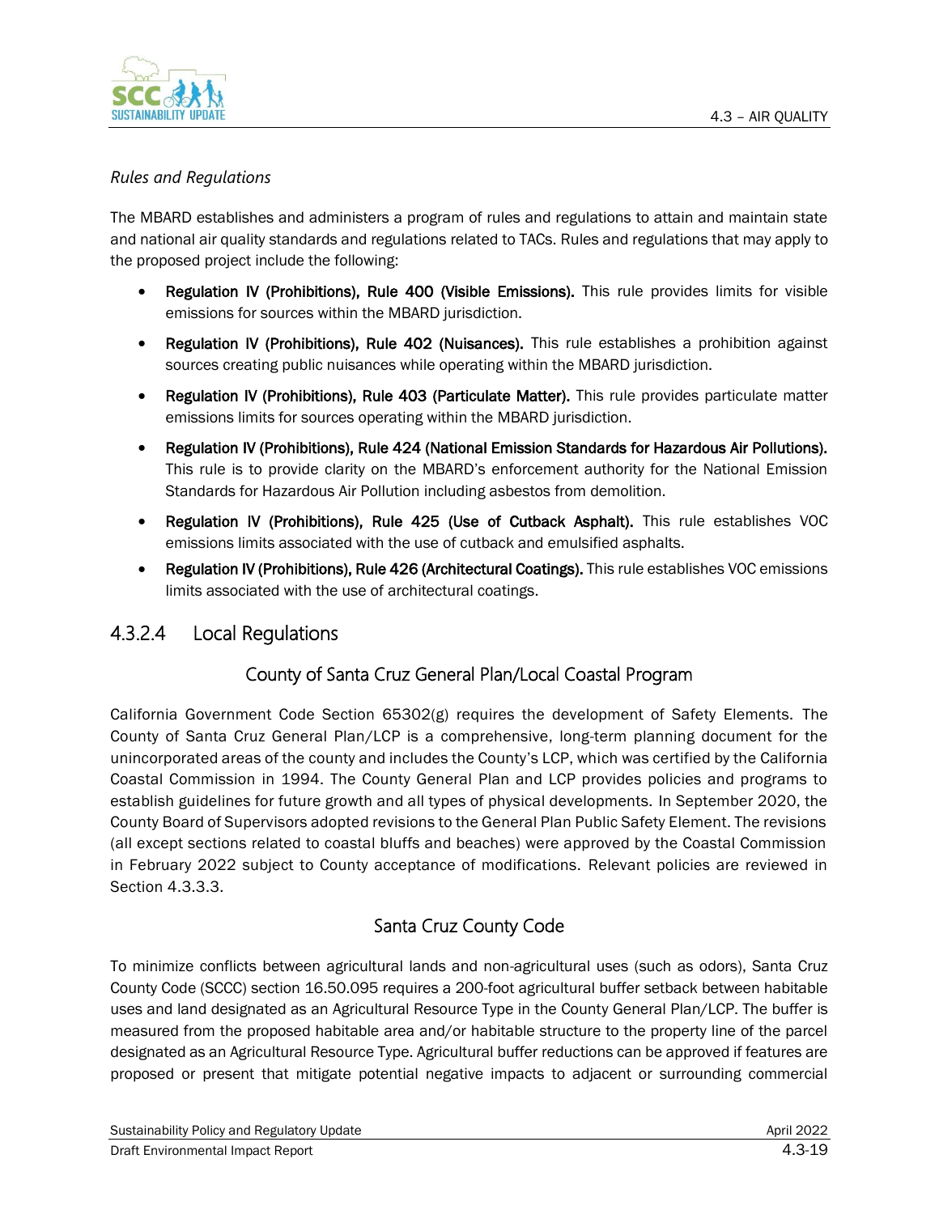*Rules and Regulations*

The MBARD establishes and administers a program of rules and regulations to attain and maintain state and national air quality standards and regulations related to TACs. Rules and regulations that may apply to the proposed project include the following:

- **Regulation IV (Prohibitions), Rule 400 (Visible Emissions).** This rule provides limits for visible emissions for sources within the MBARD jurisdiction.
- **Regulation IV (Prohibitions), Rule 402 (Nuisances).** This rule establishes a prohibition against sources creating public nuisances while operating within the MBARD jurisdiction.
- **Regulation IV (Prohibitions), Rule 403 (Particulate Matter).** This rule provides particulate matter emissions limits for sources operating within the MBARD jurisdiction.
- **Regulation IV (Prohibitions), Rule 424 (National Emission Standards for Hazardous Air Pollutions).** This rule is to provide clarity on the MBARD's enforcement authority for the National Emission Standards for Hazardous Air Pollution including asbestos from demolition.
- **Regulation IV (Prohibitions), Rule 425 (Use of Cutback Asphalt).** This rule establishes VOC emissions limits associated with the use of cutback and emulsified asphalts.
- **Regulation IV (Prohibitions), Rule 426 (Architectural Coatings).** This rule establishes VOC emissions limits associated with the use of architectural coatings.

## 4.3.2.4 Local Regulations

### County of Santa Cruz General Plan/Local Coastal Program

California Government Code Section 65302(g) requires the development of Safety Elements. The County of Santa Cruz General Plan/LCP is a comprehensive, long-term planning document for the unincorporated areas of the county and includes the County's LCP, which was certified by the California Coastal Commission in 1994. The County General Plan and LCP provides policies and programs to establish guidelines for future growth and all types of physical developments. In September 2020, the County Board of Supervisors adopted revisions to the General Plan Public Safety Element. The revisions (all except sections related to coastal bluffs and beaches) were approved by the Coastal Commission in February 2022 subject to County acceptance of modifications. Relevant policies are reviewed in Section 4.3.3.3.

### Santa Cruz County Code

To minimize conflicts between agricultural lands and non-agricultural uses (such as odors), Santa Cruz County Code (SCCC) section 16.50.095 requires a 200-foot agricultural buffer setback between habitable uses and land designated as an Agricultural Resource Type in the County General Plan/LCP. The buffer is measured from the proposed habitable area and/or habitable structure to the property line of the parcel designated as an Agricultural Resource Type. Agricultural buffer reductions can be approved if features are proposed or present that mitigate potential negative impacts to adjacent or surrounding commercial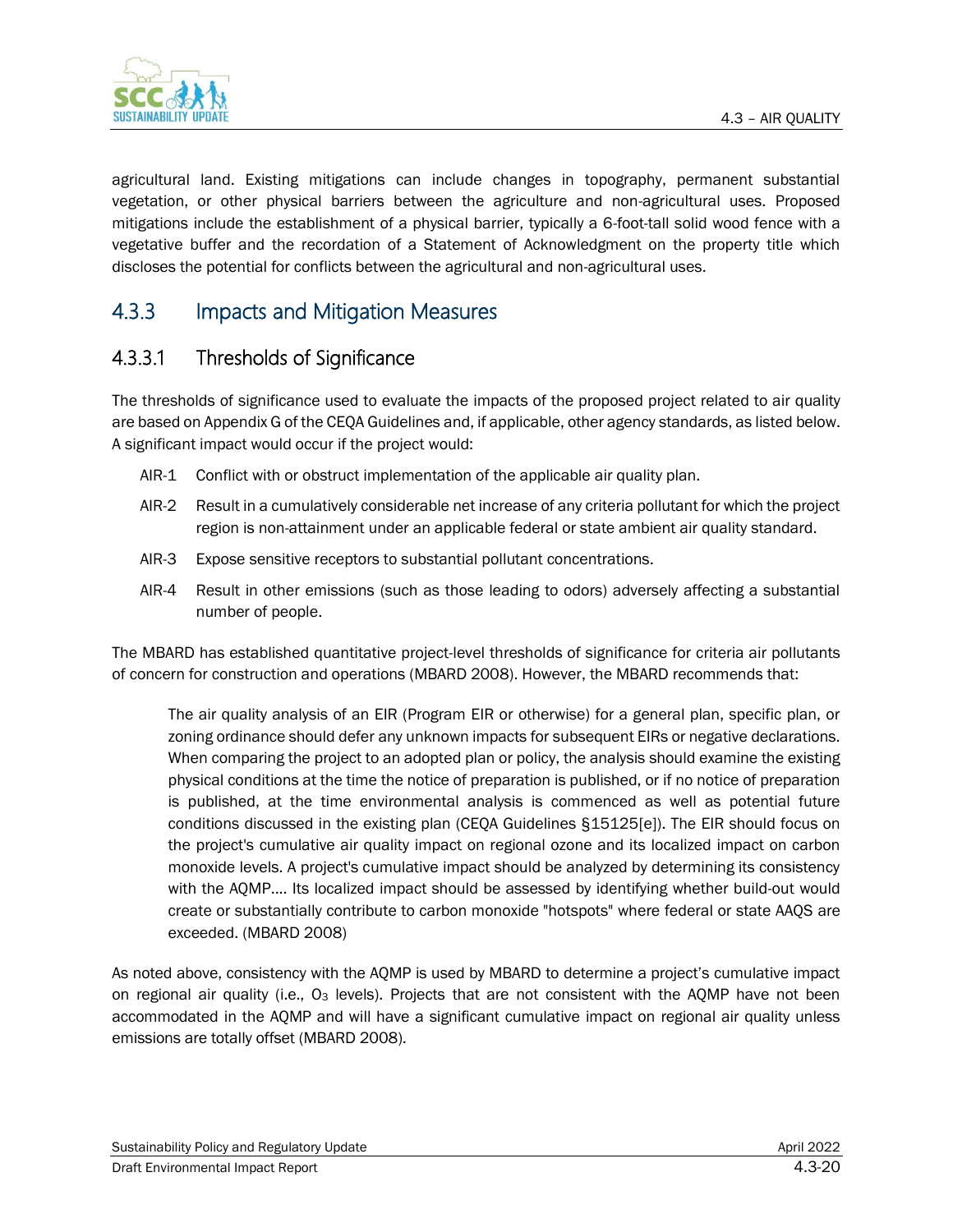agricultural land. Existing mitigations can include changes in topography, permanent substantial vegetation, or other physical barriers between the agriculture and non-agricultural uses. Proposed mitigations include the establishment of a physical barrier, typically a 6-foot-tall solid wood fence with a vegetative buffer and the recordation of a Statement of Acknowledgment on the property title which discloses the potential for conflicts between the agricultural and non-agricultural uses.

## 4.3.3 Impacts and Mitigation Measures

### 4.3.3.1 Thresholds of Significance

The thresholds of significance used to evaluate the impacts of the proposed project related to air quality are based on Appendix G of the CEQA Guidelines and, if applicable, other agency standards, as listed below. A significant impact would occur if the project would:

- AIR-1 Conflict with or obstruct implementation of the applicable air quality plan.
- AIR-2 Result in a cumulatively considerable net increase of any criteria pollutant for which the project region is non-attainment under an applicable federal or state ambient air quality standard.
- AIR-3 Expose sensitive receptors to substantial pollutant concentrations.
- AIR-4 Result in other emissions (such as those leading to odors) adversely affecting a substantial number of people.

The MBARD has established quantitative project-level thresholds of significance for criteria air pollutants of concern for construction and operations (MBARD 2008). However, the MBARD recommends that:

> The air quality analysis of an EIR (Program EIR or otherwise) for a general plan, specific plan, or zoning ordinance should defer any unknown impacts for subsequent EIRs or negative declarations. When comparing the project to an adopted plan or policy, the analysis should examine the existing physical conditions at the time the notice of preparation is published, or if no notice of preparation is published, at the time environmental analysis is commenced as well as potential future conditions discussed in the existing plan (CEQA Guidelines §15125[e]). The EIR should focus on the project's cumulative air quality impact on regional ozone and its localized impact on carbon monoxide levels. A project's cumulative impact should be analyzed by determining its consistency with the AQMP.... Its localized impact should be assessed by identifying whether build-out would create or substantially contribute to carbon monoxide "hotspots" where federal or state AAQS are exceeded. (MBARD 2008)

As noted above, consistency with the AQMP is used by MBARD to determine a project's cumulative impact on regional air quality (i.e., $O_3$ levels). Projects that are not consistent with the AQMP have not been accommodated in the AQMP and will have a significant cumulative impact on regional air quality unless emissions are totally offset (MBARD 2008).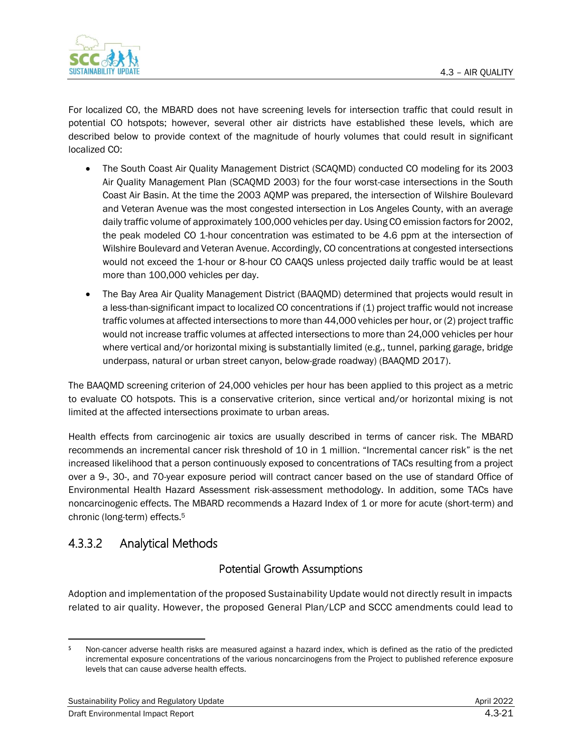For localized CO, the MBARD does not have screening levels for intersection traffic that could result in potential CO hotspots; however, several other air districts have established these levels, which are described below to provide context of the magnitude of hourly volumes that could result in significant localized CO:

- The South Coast Air Quality Management District (SCAQMD) conducted CO modeling for its 2003 Air Quality Management Plan (SCAQMD 2003) for the four worst-case intersections in the South Coast Air Basin. At the time the 2003 AQMP was prepared, the intersection of Wilshire Boulevard and Veteran Avenue was the most congested intersection in Los Angeles County, with an average daily traffic volume of approximately 100,000 vehicles per day. Using CO emission factors for 2002, the peak modeled CO 1-hour concentration was estimated to be 4.6 ppm at the intersection of Wilshire Boulevard and Veteran Avenue. Accordingly, CO concentrations at congested intersections would not exceed the 1-hour or 8-hour CO CAAQS unless projected daily traffic would be at least more than 100,000 vehicles per day.
- The Bay Area Air Quality Management District (BAAQMD) determined that projects would result in a less-than-significant impact to localized CO concentrations if (1) project traffic would not increase traffic volumes at affected intersections to more than 44,000 vehicles per hour, or (2) project traffic would not increase traffic volumes at affected intersections to more than 24,000 vehicles per hour where vertical and/or horizontal mixing is substantially limited (e.g., tunnel, parking garage, bridge underpass, natural or urban street canyon, below-grade roadway) (BAAQMD 2017).

The BAAQMD screening criterion of 24,000 vehicles per hour has been applied to this project as a metric to evaluate CO hotspots. This is a conservative criterion, since vertical and/or horizontal mixing is not limited at the affected intersections proximate to urban areas.

Health effects from carcinogenic air toxics are usually described in terms of cancer risk. The MBARD recommends an incremental cancer risk threshold of 10 in 1 million. "Incremental cancer risk" is the net increased likelihood that a person continuously exposed to concentrations of TACs resulting from a project over a 9-, 30-, and 70-year exposure period will contract cancer based on the use of standard Office of Environmental Health Hazard Assessment risk-assessment methodology. In addition, some TACs have noncarcinogenic effects. The MBARD recommends a Hazard Index of 1 or more for acute (short-term) and chronic (long-term) effects.[5]

## 4.3.3.2 Analytical Methods

### Potential Growth Assumptions

Adoption and implementation of the proposed Sustainability Update would not directly result in impacts related to air quality. However, the proposed General Plan/LCP and SCCC amendments could lead to

[5] Non-cancer adverse health risks are measured against a hazard index, which is defined as the ratio of the predicted incremental exposure concentrations of the various noncarcinogens from the Project to published reference exposure levels that can cause adverse health effects.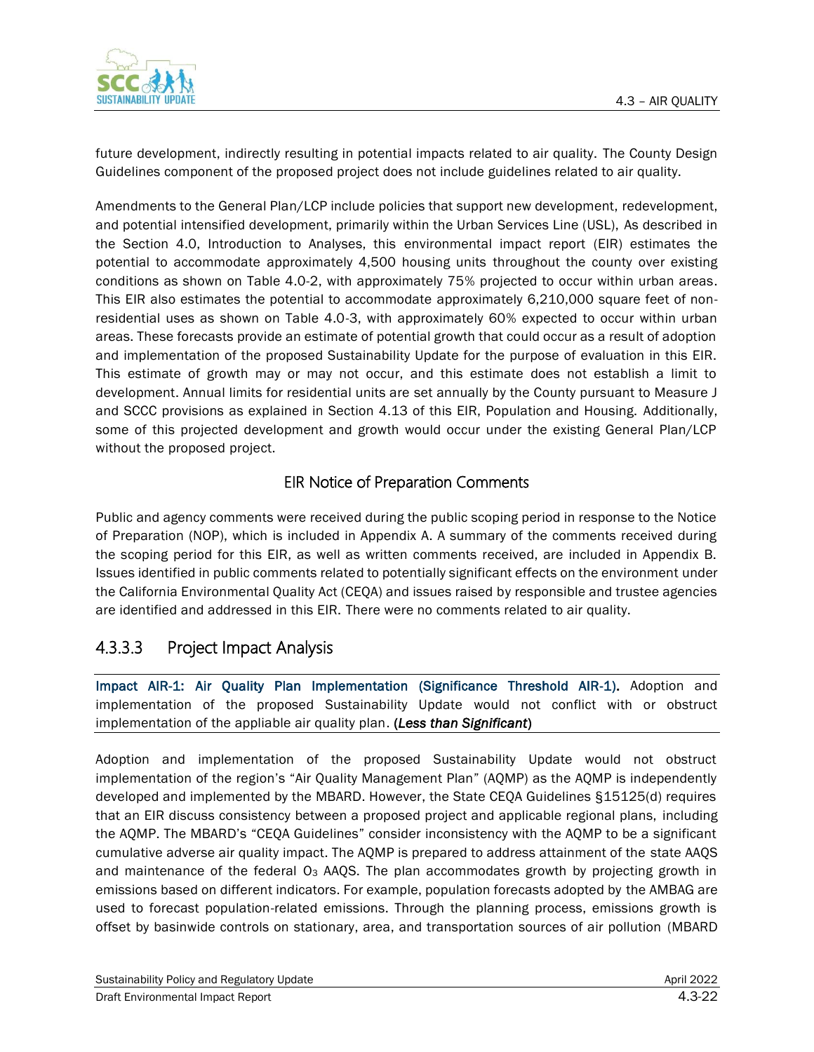future development, indirectly resulting in potential impacts related to air quality. The County Design Guidelines component of the proposed project does not include guidelines related to air quality.

Amendments to the General Plan/LCP include policies that support new development, redevelopment, and potential intensified development, primarily within the Urban Services Line (USL), As described in the Section 4.0, Introduction to Analyses, this environmental impact report (EIR) estimates the potential to accommodate approximately 4,500 housing units throughout the county over existing conditions as shown on Table 4.0-2, with approximately 75% projected to occur within urban areas. This EIR also estimates the potential to accommodate approximately 6,210,000 square feet of non-residential uses as shown on Table 4.0-3, with approximately 60% expected to occur within urban areas. These forecasts provide an estimate of potential growth that could occur as a result of adoption and implementation of the proposed Sustainability Update for the purpose of evaluation in this EIR. This estimate of growth may or may not occur, and this estimate does not establish a limit to development. Annual limits for residential units are set annually by the County pursuant to Measure J and SCCC provisions as explained in Section 4.13 of this EIR, Population and Housing. Additionally, some of this projected development and growth would occur under the existing General Plan/LCP without the proposed project.

### EIR Notice of Preparation Comments

Public and agency comments were received during the public scoping period in response to the Notice of Preparation (NOP), which is included in Appendix A. A summary of the comments received during the scoping period for this EIR, as well as written comments received, are included in Appendix B. Issues identified in public comments related to potentially significant effects on the environment under the California Environmental Quality Act (CEQA) and issues raised by responsible and trustee agencies are identified and addressed in this EIR. There were no comments related to air quality.

## 4.3.3.3 Project Impact Analysis

**Impact AIR-1: Air Quality Plan Implementation (Significance Threshold AIR-1).** Adoption and implementation of the proposed Sustainability Update would not conflict with or obstruct implementation of the appliable air quality plan. (***Less than Significant***)

Adoption and implementation of the proposed Sustainability Update would not obstruct implementation of the region's "Air Quality Management Plan" (AQMP) as the AQMP is independently developed and implemented by the MBARD. However, the State CEQA Guidelines §15125(d) requires that an EIR discuss consistency between a proposed project and applicable regional plans, including the AQMP. The MBARD's "CEQA Guidelines" consider inconsistency with the AQMP to be a significant cumulative adverse air quality impact. The AQMP is prepared to address attainment of the state AAQS and maintenance of the federal $O_3$ AAQS. The plan accommodates growth by projecting growth in emissions based on different indicators. For example, population forecasts adopted by the AMBAG are used to forecast population-related emissions. Through the planning process, emissions growth is offset by basinwide controls on stationary, area, and transportation sources of air pollution (MBARD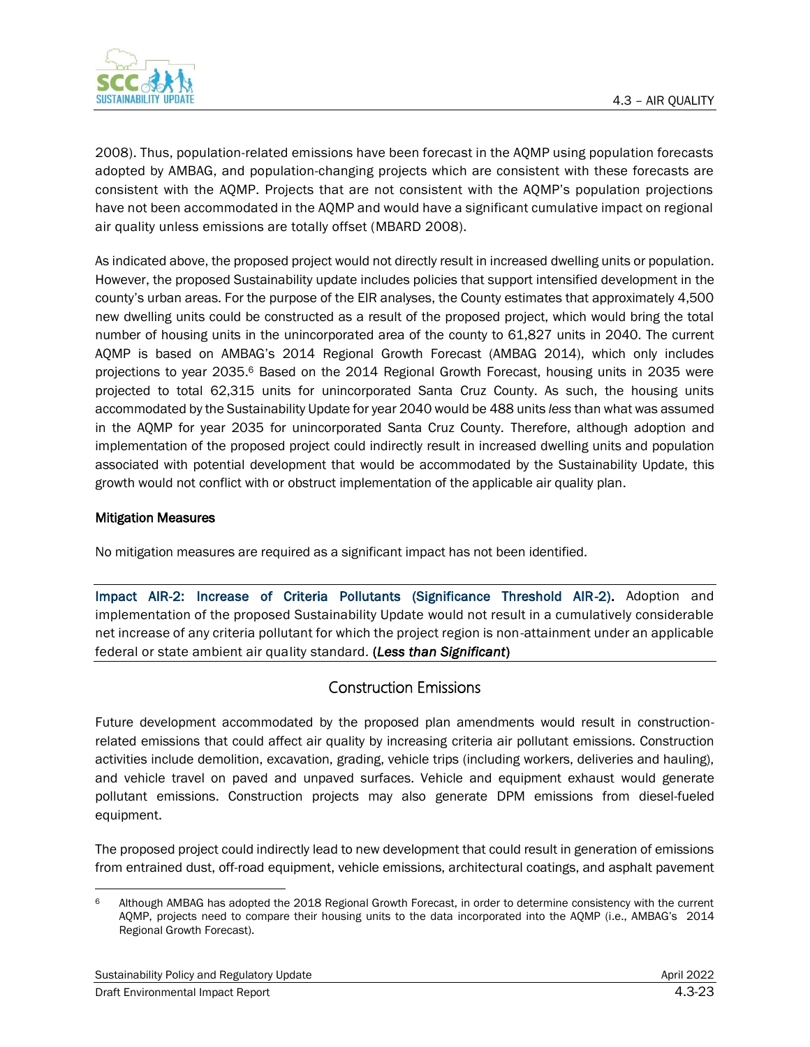2008). Thus, population-related emissions have been forecast in the AQMP using population forecasts adopted by AMBAG, and population-changing projects which are consistent with these forecasts are consistent with the AQMP. Projects that are not consistent with the AQMP's population projections have not been accommodated in the AQMP and would have a significant cumulative impact on regional air quality unless emissions are totally offset (MBARD 2008).

As indicated above, the proposed project would not directly result in increased dwelling units or population. However, the proposed Sustainability update includes policies that support intensified development in the county's urban areas. For the purpose of the EIR analyses, the County estimates that approximately 4,500 new dwelling units could be constructed as a result of the proposed project, which would bring the total number of housing units in the unincorporated area of the county to 61,827 units in 2040. The current AQMP is based on AMBAG's 2014 Regional Growth Forecast (AMBAG 2014), which only includes projections to year 2035.[6] Based on the 2014 Regional Growth Forecast, housing units in 2035 were projected to total 62,315 units for unincorporated Santa Cruz County. As such, the housing units accommodated by the Sustainability Update for year 2040 would be 488 units *less* than what was assumed in the AQMP for year 2035 for unincorporated Santa Cruz County. Therefore, although adoption and implementation of the proposed project could indirectly result in increased dwelling units and population associated with potential development that would be accommodated by the Sustainability Update, this growth would not conflict with or obstruct implementation of the applicable air quality plan.

**Mitigation Measures**

No mitigation measures are required as a significant impact has not been identified.

**Impact AIR-2: Increase of Criteria Pollutants (Significance Threshold AIR-2).** Adoption and implementation of the proposed Sustainability Update would not result in a cumulatively considerable net increase of any criteria pollutant for which the project region is non-attainment under an applicable federal or state ambient air quality standard. **(*Less than Significant*)**

## Construction Emissions

Future development accommodated by the proposed plan amendments would result in construction-related emissions that could affect air quality by increasing criteria air pollutant emissions. Construction activities include demolition, excavation, grading, vehicle trips (including workers, deliveries and hauling), and vehicle travel on paved and unpaved surfaces. Vehicle and equipment exhaust would generate pollutant emissions. Construction projects may also generate DPM emissions from diesel-fueled equipment.

The proposed project could indirectly lead to new development that could result in generation of emissions from entrained dust, off-road equipment, vehicle emissions, architectural coatings, and asphalt pavement

---

[6] Although AMBAG has adopted the 2018 Regional Growth Forecast, in order to determine consistency with the current AQMP, projects need to compare their housing units to the data incorporated into the AQMP (i.e., AMBAG's 2014 Regional Growth Forecast).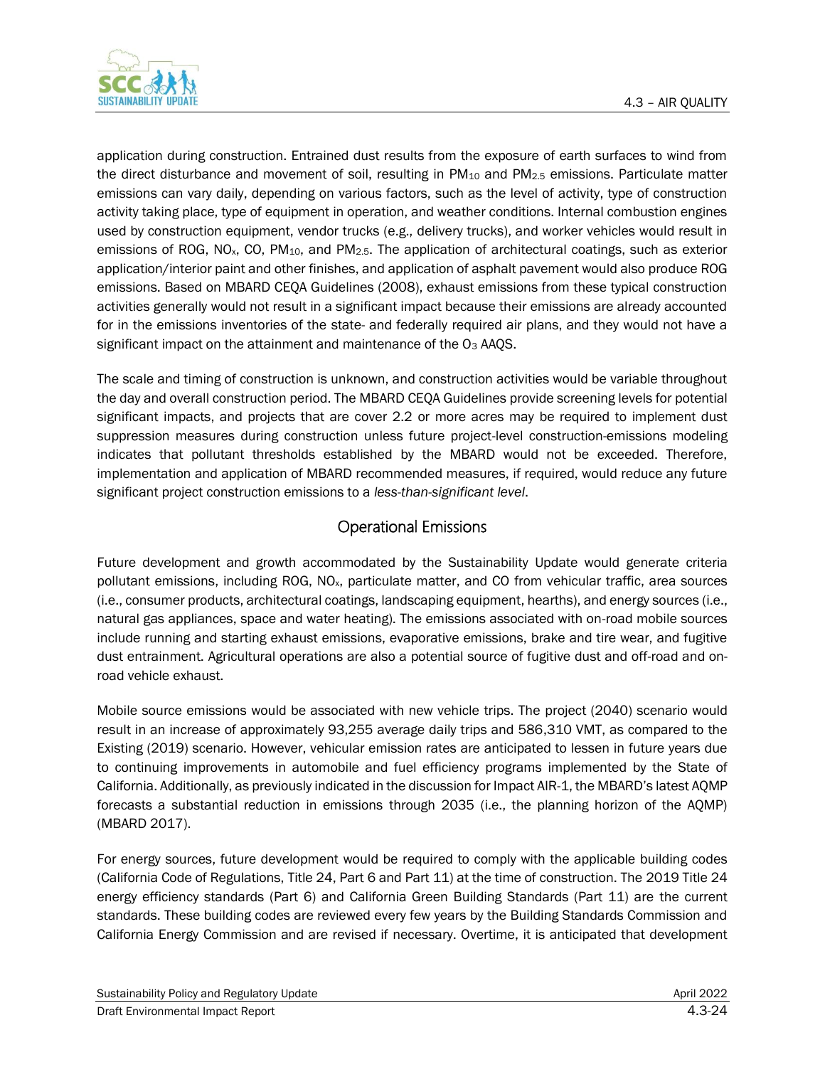application during construction. Entrained dust results from the exposure of earth surfaces to wind from the direct disturbance and movement of soil, resulting in $PM_{10}$ and $PM_{2.5}$ emissions. Particulate matter emissions can vary daily, depending on various factors, such as the level of activity, type of construction activity taking place, type of equipment in operation, and weather conditions. Internal combustion engines used by construction equipment, vendor trucks (e.g., delivery trucks), and worker vehicles would result in emissions of ROG, $NO_x$, CO, $PM_{10}$, and $PM_{2.5}$. The application of architectural coatings, such as exterior application/interior paint and other finishes, and application of asphalt pavement would also produce ROG emissions. Based on MBARD CEQA Guidelines (2008), exhaust emissions from these typical construction activities generally would not result in a significant impact because their emissions are already accounted for in the emissions inventories of the state- and federally required air plans, and they would not have a significant impact on the attainment and maintenance of the $O_3$ AAQS.

The scale and timing of construction is unknown, and construction activities would be variable throughout the day and overall construction period. The MBARD CEQA Guidelines provide screening levels for potential significant impacts, and projects that are cover 2.2 or more acres may be required to implement dust suppression measures during construction unless future project-level construction-emissions modeling indicates that pollutant thresholds established by the MBARD would not be exceeded. Therefore, implementation and application of MBARD recommended measures, if required, would reduce any future significant project construction emissions to a *less-than-significant level*.

## Operational Emissions

Future development and growth accommodated by the Sustainability Update would generate criteria pollutant emissions, including ROG, $NO_x$, particulate matter, and CO from vehicular traffic, area sources (i.e., consumer products, architectural coatings, landscaping equipment, hearths), and energy sources (i.e., natural gas appliances, space and water heating). The emissions associated with on-road mobile sources include running and starting exhaust emissions, evaporative emissions, brake and tire wear, and fugitive dust entrainment. Agricultural operations are also a potential source of fugitive dust and off-road and on-road vehicle exhaust.

Mobile source emissions would be associated with new vehicle trips. The project (2040) scenario would result in an increase of approximately 93,255 average daily trips and 586,310 VMT, as compared to the Existing (2019) scenario. However, vehicular emission rates are anticipated to lessen in future years due to continuing improvements in automobile and fuel efficiency programs implemented by the State of California. Additionally, as previously indicated in the discussion for Impact AIR-1, the MBARD's latest AQMP forecasts a substantial reduction in emissions through 2035 (i.e., the planning horizon of the AQMP) (MBARD 2017).

For energy sources, future development would be required to comply with the applicable building codes (California Code of Regulations, Title 24, Part 6 and Part 11) at the time of construction. The 2019 Title 24 energy efficiency standards (Part 6) and California Green Building Standards (Part 11) are the current standards. These building codes are reviewed every few years by the Building Standards Commission and California Energy Commission and are revised if necessary. Overtime, it is anticipated that development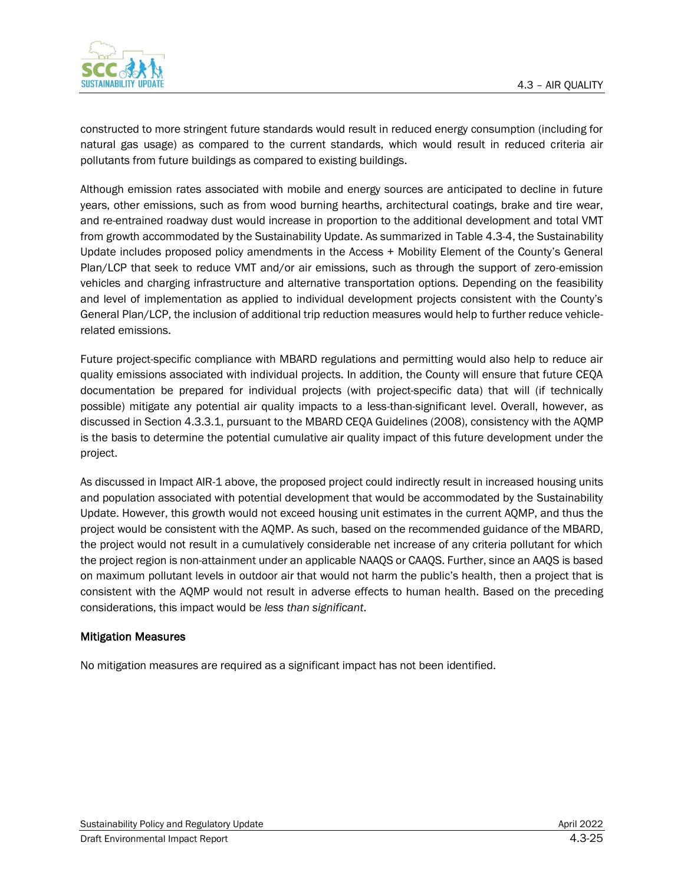constructed to more stringent future standards would result in reduced energy consumption (including for natural gas usage) as compared to the current standards, which would result in reduced criteria air pollutants from future buildings as compared to existing buildings.

Although emission rates associated with mobile and energy sources are anticipated to decline in future years, other emissions, such as from wood burning hearths, architectural coatings, brake and tire wear, and re-entrained roadway dust would increase in proportion to the additional development and total VMT from growth accommodated by the Sustainability Update. As summarized in Table 4.3-4, the Sustainability Update includes proposed policy amendments in the Access + Mobility Element of the County's General Plan/LCP that seek to reduce VMT and/or air emissions, such as through the support of zero-emission vehicles and charging infrastructure and alternative transportation options. Depending on the feasibility and level of implementation as applied to individual development projects consistent with the County's General Plan/LCP, the inclusion of additional trip reduction measures would help to further reduce vehicle-related emissions.

Future project-specific compliance with MBARD regulations and permitting would also help to reduce air quality emissions associated with individual projects. In addition, the County will ensure that future CEQA documentation be prepared for individual projects (with project-specific data) that will (if technically possible) mitigate any potential air quality impacts to a less-than-significant level. Overall, however, as discussed in Section 4.3.3.1, pursuant to the MBARD CEQA Guidelines (2008), consistency with the AQMP is the basis to determine the potential cumulative air quality impact of this future development under the project.

As discussed in Impact AIR-1 above, the proposed project could indirectly result in increased housing units and population associated with potential development that would be accommodated by the Sustainability Update. However, this growth would not exceed housing unit estimates in the current AQMP, and thus the project would be consistent with the AQMP. As such, based on the recommended guidance of the MBARD, the project would not result in a cumulatively considerable net increase of any criteria pollutant for which the project region is non-attainment under an applicable NAAQS or CAAQS. Further, since an AAQS is based on maximum pollutant levels in outdoor air that would not harm the public's health, then a project that is consistent with the AQMP would not result in adverse effects to human health. Based on the preceding considerations, this impact would be *less than significant*.

#### Mitigation Measures

No mitigation measures are required as a significant impact has not been identified.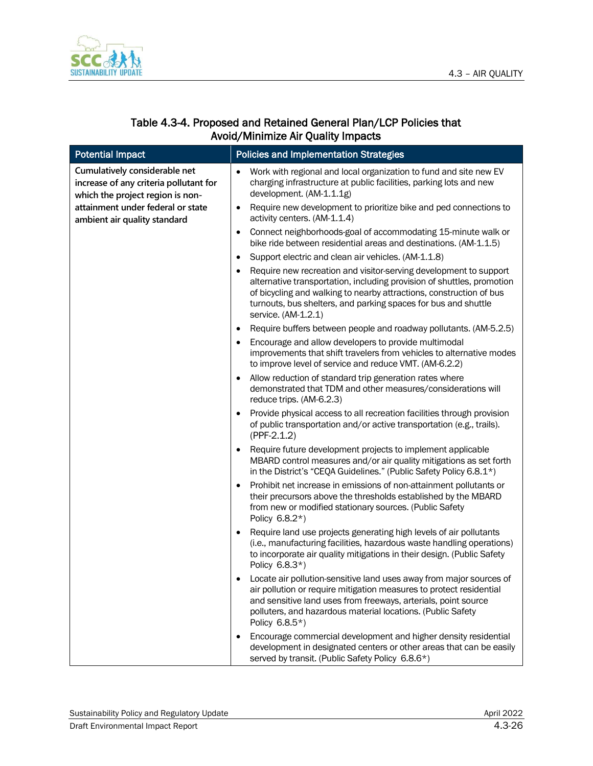## Table 4.3-4. Proposed and Retained General Plan/LCP Policies that Avoid/Minimize Air Quality Impacts

| Potential Impact | Policies and Implementation Strategies |
|---|---|
| Cumulatively considerable net increase of any criteria pollutant for which the project region is non-attainment under federal or state ambient air quality standard | • Work with regional and local organization to fund and site new EV charging infrastructure at public facilities, parking lots and new development. (AM-1.1.1g)<br>• Require new development to prioritize bike and ped connections to activity centers. (AM-1.1.4)<br>• Connect neighborhoods-goal of accommodating 15-minute walk or bike ride between residential areas and destinations. (AM-1.1.5)<br>• Support electric and clean air vehicles. (AM-1.1.8)<br>• Require new recreation and visitor-serving development to support alternative transportation, including provision of shuttles, promotion of bicycling and walking to nearby attractions, construction of bus turnouts, bus shelters, and parking spaces for bus and shuttle service. (AM-1.2.1)<br>• Require buffers between people and roadway pollutants. (AM-5.2.5)<br>• Encourage and allow developers to provide multimodal improvements that shift travelers from vehicles to alternative modes to improve level of service and reduce VMT. (AM-6.2.2)<br>• Allow reduction of standard trip generation rates where demonstrated that TDM and other measures/considerations will reduce trips. (AM-6.2.3)<br>• Provide physical access to all recreation facilities through provision of public transportation and/or active transportation (e.g., trails). (PPF-2.1.2)<br>• Require future development projects to implement applicable MBARD control measures and/or air quality mitigations as set forth in the District's "CEQA Guidelines." (Public Safety Policy 6.8.1*)<br>• Prohibit net increase in emissions of non-attainment pollutants or their precursors above the thresholds established by the MBARD from new or modified stationary sources. (Public Safety Policy 6.8.2*)<br>• Require land use projects generating high levels of air pollutants (i.e., manufacturing facilities, hazardous waste handling operations) to incorporate air quality mitigations in their design. (Public Safety Policy 6.8.3*)<br>• Locate air pollution-sensitive land uses away from major sources of air pollution or require mitigation measures to protect residential and sensitive land uses from freeways, arterials, point source polluters, and hazardous material locations. (Public Safety Policy 6.8.5*)<br>• Encourage commercial development and higher density residential development in designated centers or other areas that can be easily served by transit. (Public Safety Policy 6.8.6*) |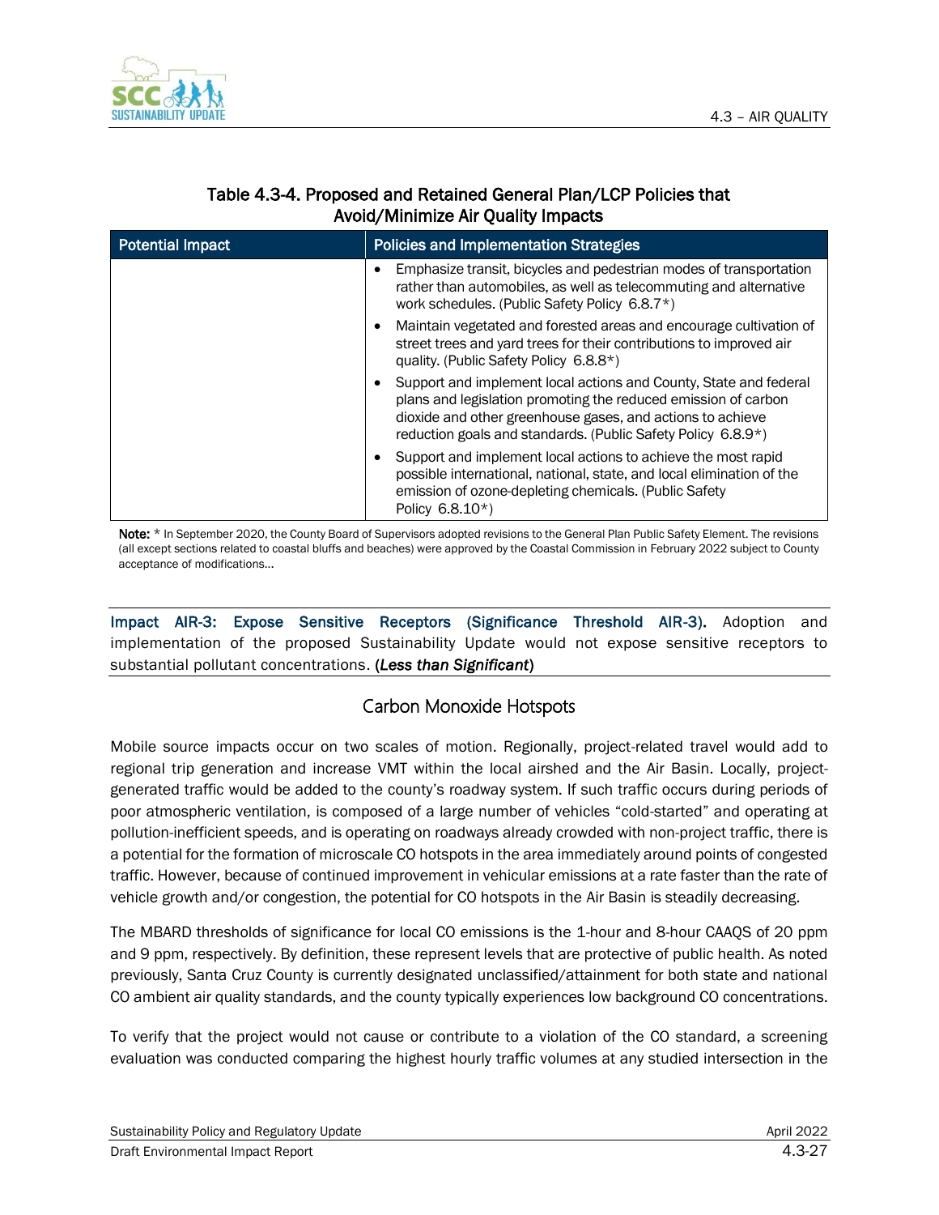### Table 4.3-4. Proposed and Retained General Plan/LCP Policies that Avoid/Minimize Air Quality Impacts

| Potential Impact | Policies and Implementation Strategies |
|---|---|
| | • Emphasize transit, bicycles and pedestrian modes of transportation rather than automobiles, as well as telecommuting and alternative work schedules. (Public Safety Policy 6.8.7*) <br> • Maintain vegetated and forested areas and encourage cultivation of street trees and yard trees for their contributions to improved air quality. (Public Safety Policy 6.8.8*) <br> • Support and implement local actions and County, State and federal plans and legislation promoting the reduced emission of carbon dioxide and other greenhouse gases, and actions to achieve reduction goals and standards. (Public Safety Policy 6.8.9*) <br> • Support and implement local actions to achieve the most rapid possible international, national, state, and local elimination of the emission of ozone-depleting chemicals. (Public Safety Policy 6.8.10*) |

**Note:** * In September 2020, the County Board of Supervisors adopted revisions to the General Plan Public Safety Element. The revisions (all except sections related to coastal bluffs and beaches) were approved by the Coastal Commission in February 2022 subject to County acceptance of modifications…

**Impact AIR-3: Expose Sensitive Receptors (Significance Threshold AIR-3).** Adoption and implementation of the proposed Sustainability Update would not expose sensitive receptors to substantial pollutant concentrations. **(*Less than Significant*)**

## Carbon Monoxide Hotspots

Mobile source impacts occur on two scales of motion. Regionally, project-related travel would add to regional trip generation and increase VMT within the local airshed and the Air Basin. Locally, project-generated traffic would be added to the county's roadway system. If such traffic occurs during periods of poor atmospheric ventilation, is composed of a large number of vehicles "cold-started" and operating at pollution-inefficient speeds, and is operating on roadways already crowded with non-project traffic, there is a potential for the formation of microscale CO hotspots in the area immediately around points of congested traffic. However, because of continued improvement in vehicular emissions at a rate faster than the rate of vehicle growth and/or congestion, the potential for CO hotspots in the Air Basin is steadily decreasing.

The MBARD thresholds of significance for local CO emissions is the 1-hour and 8-hour CAAQS of 20 ppm and 9 ppm, respectively. By definition, these represent levels that are protective of public health. As noted previously, Santa Cruz County is currently designated unclassified/attainment for both state and national CO ambient air quality standards, and the county typically experiences low background CO concentrations.

To verify that the project would not cause or contribute to a violation of the CO standard, a screening evaluation was conducted comparing the highest hourly traffic volumes at any studied intersection in the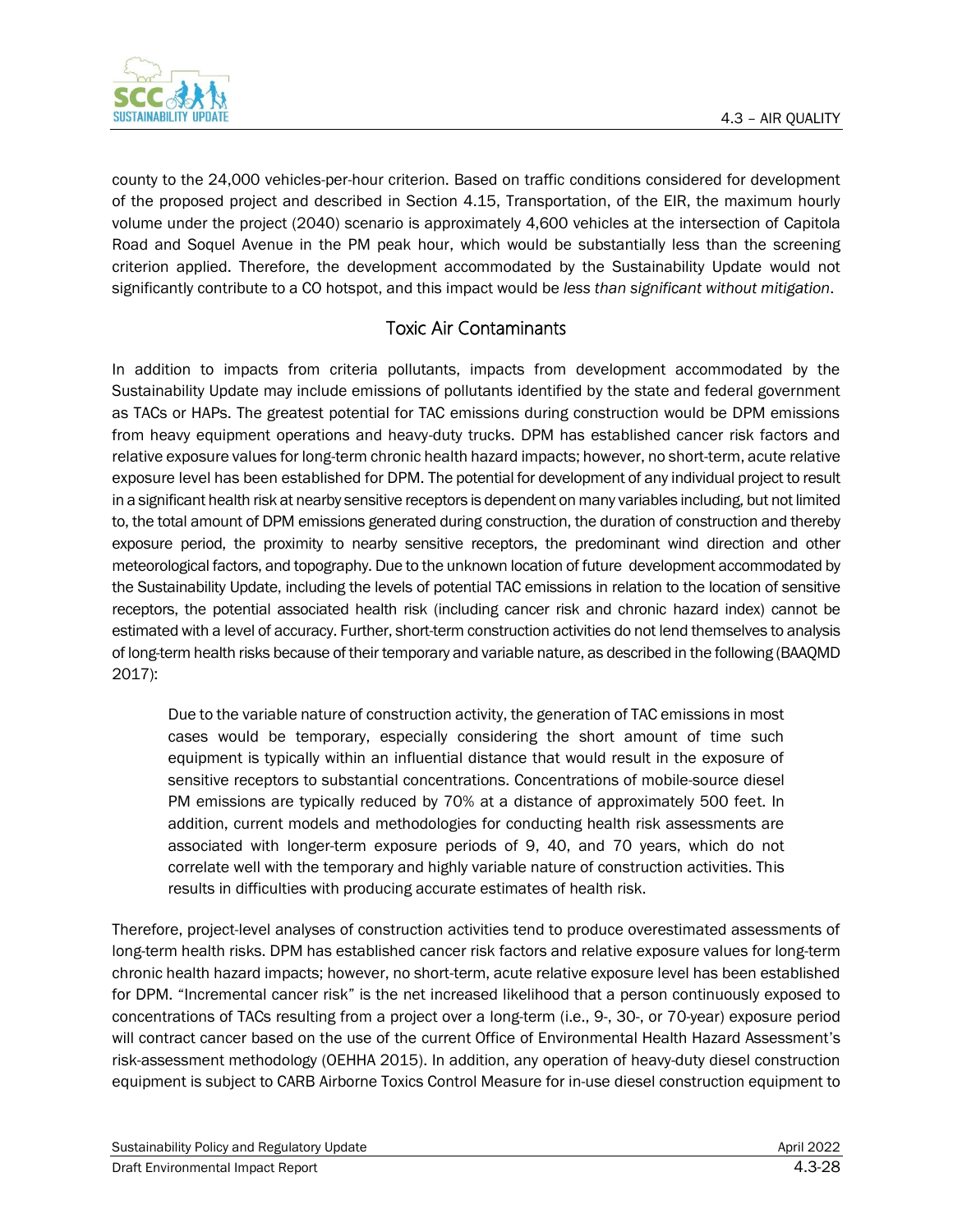county to the 24,000 vehicles-per-hour criterion. Based on traffic conditions considered for development of the proposed project and described in Section 4.15, Transportation, of the EIR, the maximum hourly volume under the project (2040) scenario is approximately 4,600 vehicles at the intersection of Capitola Road and Soquel Avenue in the PM peak hour, which would be substantially less than the screening criterion applied. Therefore, the development accommodated by the Sustainability Update would not significantly contribute to a CO hotspot, and this impact would be *less than significant without mitigation*.

## Toxic Air Contaminants

In addition to impacts from criteria pollutants, impacts from development accommodated by the Sustainability Update may include emissions of pollutants identified by the state and federal government as TACs or HAPs. The greatest potential for TAC emissions during construction would be DPM emissions from heavy equipment operations and heavy-duty trucks. DPM has established cancer risk factors and relative exposure values for long-term chronic health hazard impacts; however, no short-term, acute relative exposure level has been established for DPM. The potential for development of any individual project to result in a significant health risk at nearby sensitive receptors is dependent on many variables including, but not limited to, the total amount of DPM emissions generated during construction, the duration of construction and thereby exposure period, the proximity to nearby sensitive receptors, the predominant wind direction and other meteorological factors, and topography. Due to the unknown location of future development accommodated by the Sustainability Update, including the levels of potential TAC emissions in relation to the location of sensitive receptors, the potential associated health risk (including cancer risk and chronic hazard index) cannot be estimated with a level of accuracy. Further, short-term construction activities do not lend themselves to analysis of long-term health risks because of their temporary and variable nature, as described in the following (BAAQMD 2017):

> Due to the variable nature of construction activity, the generation of TAC emissions in most cases would be temporary, especially considering the short amount of time such equipment is typically within an influential distance that would result in the exposure of sensitive receptors to substantial concentrations. Concentrations of mobile-source diesel PM emissions are typically reduced by 70% at a distance of approximately 500 feet. In addition, current models and methodologies for conducting health risk assessments are associated with longer-term exposure periods of 9, 40, and 70 years, which do not correlate well with the temporary and highly variable nature of construction activities. This results in difficulties with producing accurate estimates of health risk.

Therefore, project-level analyses of construction activities tend to produce overestimated assessments of long-term health risks. DPM has established cancer risk factors and relative exposure values for long-term chronic health hazard impacts; however, no short-term, acute relative exposure level has been established for DPM. "Incremental cancer risk" is the net increased likelihood that a person continuously exposed to concentrations of TACs resulting from a project over a long-term (i.e., 9-, 30-, or 70-year) exposure period will contract cancer based on the use of the current Office of Environmental Health Hazard Assessment's risk-assessment methodology (OEHHA 2015). In addition, any operation of heavy-duty diesel construction equipment is subject to CARB Airborne Toxics Control Measure for in-use diesel construction equipment to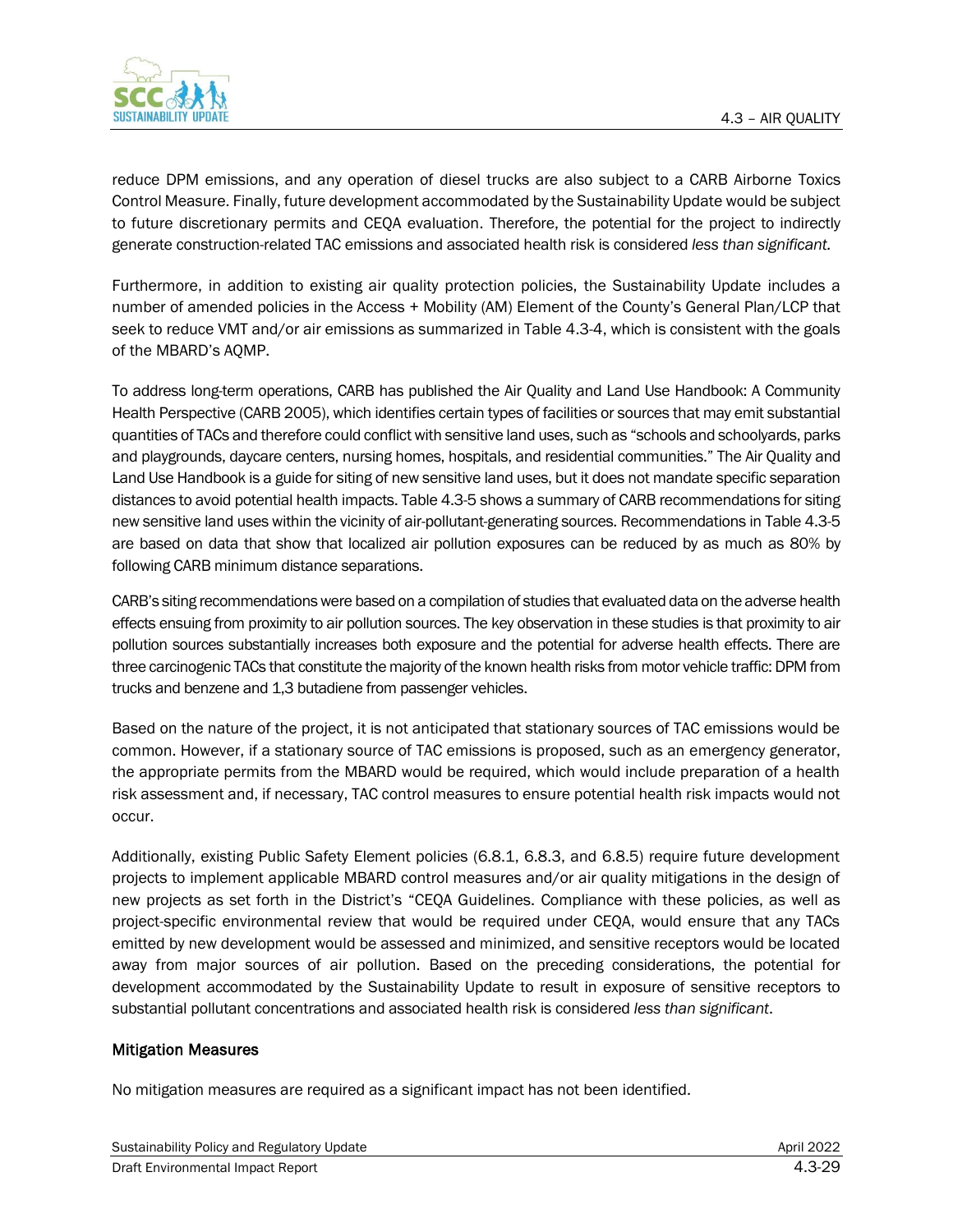reduce DPM emissions, and any operation of diesel trucks are also subject to a CARB Airborne Toxics Control Measure. Finally, future development accommodated by the Sustainability Update would be subject to future discretionary permits and CEQA evaluation. Therefore, the potential for the project to indirectly generate construction-related TAC emissions and associated health risk is considered *less than significant.*

Furthermore, in addition to existing air quality protection policies, the Sustainability Update includes a number of amended policies in the Access + Mobility (AM) Element of the County's General Plan/LCP that seek to reduce VMT and/or air emissions as summarized in Table 4.3-4, which is consistent with the goals of the MBARD's AQMP.

To address long-term operations, CARB has published the Air Quality and Land Use Handbook: A Community Health Perspective (CARB 2005), which identifies certain types of facilities or sources that may emit substantial quantities of TACs and therefore could conflict with sensitive land uses, such as "schools and schoolyards, parks and playgrounds, daycare centers, nursing homes, hospitals, and residential communities." The Air Quality and Land Use Handbook is a guide for siting of new sensitive land uses, but it does not mandate specific separation distances to avoid potential health impacts. Table 4.3-5 shows a summary of CARB recommendations for siting new sensitive land uses within the vicinity of air-pollutant-generating sources. Recommendations in Table 4.3-5 are based on data that show that localized air pollution exposures can be reduced by as much as 80% by following CARB minimum distance separations.

CARB's siting recommendations were based on a compilation of studies that evaluated data on the adverse health effects ensuing from proximity to air pollution sources. The key observation in these studies is that proximity to air pollution sources substantially increases both exposure and the potential for adverse health effects. There are three carcinogenic TACs that constitute the majority of the known health risks from motor vehicle traffic: DPM from trucks and benzene and 1,3 butadiene from passenger vehicles.

Based on the nature of the project, it is not anticipated that stationary sources of TAC emissions would be common. However, if a stationary source of TAC emissions is proposed, such as an emergency generator, the appropriate permits from the MBARD would be required, which would include preparation of a health risk assessment and, if necessary, TAC control measures to ensure potential health risk impacts would not occur.

Additionally, existing Public Safety Element policies (6.8.1, 6.8.3, and 6.8.5) require future development projects to implement applicable MBARD control measures and/or air quality mitigations in the design of new projects as set forth in the District's "CEQA Guidelines. Compliance with these policies, as well as project-specific environmental review that would be required under CEQA, would ensure that any TACs emitted by new development would be assessed and minimized, and sensitive receptors would be located away from major sources of air pollution. Based on the preceding considerations, the potential for development accommodated by the Sustainability Update to result in exposure of sensitive receptors to substantial pollutant concentrations and associated health risk is considered *less than significant*.

#### Mitigation Measures

No mitigation measures are required as a significant impact has not been identified.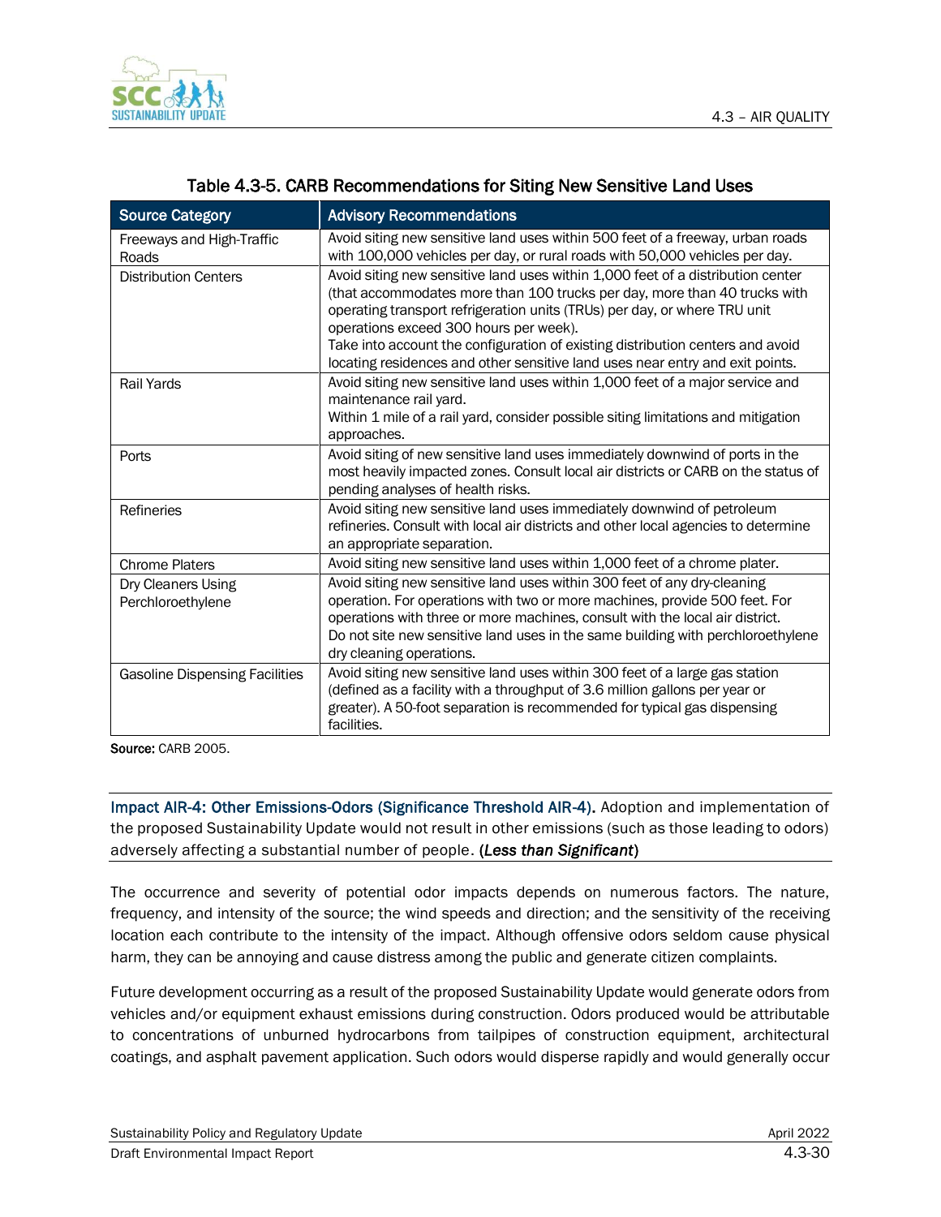**Table 4.3-5. CARB Recommendations for Siting New Sensitive Land Uses**

| Source Category | Advisory Recommendations |
|---|---|
| Freeways and High-Traffic Roads | Avoid siting new sensitive land uses within 500 feet of a freeway, urban roads with 100,000 vehicles per day, or rural roads with 50,000 vehicles per day. |
| Distribution Centers | Avoid siting new sensitive land uses within 1,000 feet of a distribution center (that accommodates more than 100 trucks per day, more than 40 trucks with operating transport refrigeration units (TRUs) per day, or where TRU unit operations exceed 300 hours per week).<br>Take into account the configuration of existing distribution centers and avoid locating residences and other sensitive land uses near entry and exit points. |
| Rail Yards | Avoid siting new sensitive land uses within 1,000 feet of a major service and maintenance rail yard.<br>Within 1 mile of a rail yard, consider possible siting limitations and mitigation approaches. |
| Ports | Avoid siting of new sensitive land uses immediately downwind of ports in the most heavily impacted zones. Consult local air districts or CARB on the status of pending analyses of health risks. |
| Refineries | Avoid siting new sensitive land uses immediately downwind of petroleum refineries. Consult with local air districts and other local agencies to determine an appropriate separation. |
| Chrome Platers | Avoid siting new sensitive land uses within 1,000 feet of a chrome plater. |
| Dry Cleaners Using Perchloroethylene | Avoid siting new sensitive land uses within 300 feet of any dry-cleaning operation. For operations with two or more machines, provide 500 feet. For operations with three or more machines, consult with the local air district.<br>Do not site new sensitive land uses in the same building with perchloroethylene dry cleaning operations. |
| Gasoline Dispensing Facilities | Avoid siting new sensitive land uses within 300 feet of a large gas station (defined as a facility with a throughput of 3.6 million gallons per year or greater). A 50-foot separation is recommended for typical gas dispensing facilities. |

**Source:** CARB 2005.

**Impact AIR-4: Other Emissions-Odors (Significance Threshold AIR-4).** Adoption and implementation of the proposed Sustainability Update would not result in other emissions (such as those leading to odors) adversely affecting a substantial number of people. (***Less than Significant***)

The occurrence and severity of potential odor impacts depends on numerous factors. The nature, frequency, and intensity of the source; the wind speeds and direction; and the sensitivity of the receiving location each contribute to the intensity of the impact. Although offensive odors seldom cause physical harm, they can be annoying and cause distress among the public and generate citizen complaints.

Future development occurring as a result of the proposed Sustainability Update would generate odors from vehicles and/or equipment exhaust emissions during construction. Odors produced would be attributable to concentrations of unburned hydrocarbons from tailpipes of construction equipment, architectural coatings, and asphalt pavement application. Such odors would disperse rapidly and would generally occur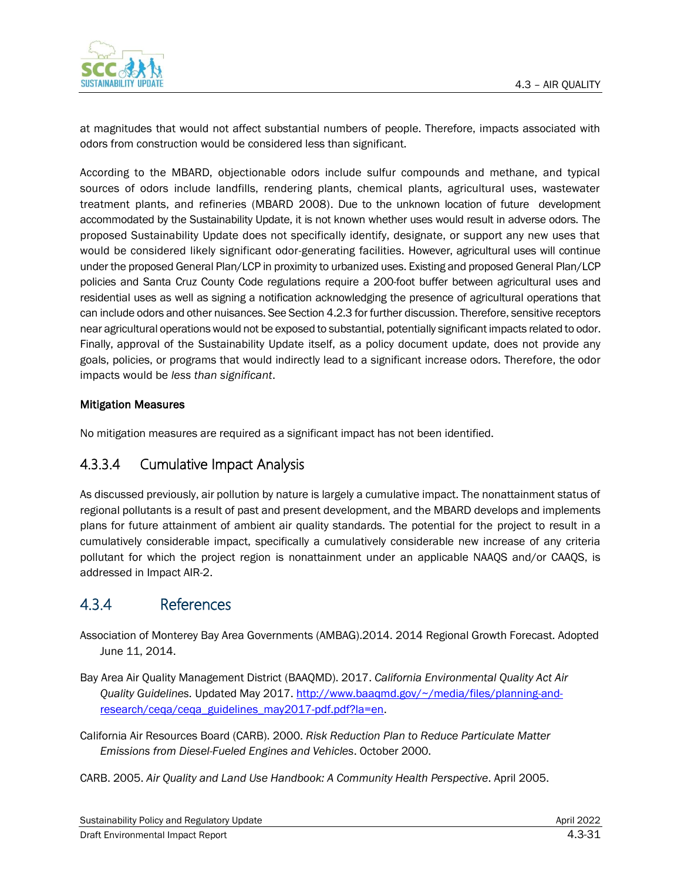at magnitudes that would not affect substantial numbers of people. Therefore, impacts associated with odors from construction would be considered less than significant.

According to the MBARD, objectionable odors include sulfur compounds and methane, and typical sources of odors include landfills, rendering plants, chemical plants, agricultural uses, wastewater treatment plants, and refineries (MBARD 2008). Due to the unknown location of future development accommodated by the Sustainability Update, it is not known whether uses would result in adverse odors. The proposed Sustainability Update does not specifically identify, designate, or support any new uses that would be considered likely significant odor-generating facilities. However, agricultural uses will continue under the proposed General Plan/LCP in proximity to urbanized uses. Existing and proposed General Plan/LCP policies and Santa Cruz County Code regulations require a 200-foot buffer between agricultural uses and residential uses as well as signing a notification acknowledging the presence of agricultural operations that can include odors and other nuisances. See Section 4.2.3 for further discussion. Therefore, sensitive receptors near agricultural operations would not be exposed to substantial, potentially significant impacts related to odor. Finally, approval of the Sustainability Update itself, as a policy document update, does not provide any goals, policies, or programs that would indirectly lead to a significant increase odors. Therefore, the odor impacts would be *less than significant*.

**Mitigation Measures**

No mitigation measures are required as a significant impact has not been identified.

### 4.3.3.4 Cumulative Impact Analysis

As discussed previously, air pollution by nature is largely a cumulative impact. The nonattainment status of regional pollutants is a result of past and present development, and the MBARD develops and implements plans for future attainment of ambient air quality standards. The potential for the project to result in a cumulatively considerable impact, specifically a cumulatively considerable new increase of any criteria pollutant for which the project region is nonattainment under an applicable NAAQS and/or CAAQS, is addressed in Impact AIR-2.

## 4.3.4 References

Association of Monterey Bay Area Governments (AMBAG).2014. 2014 Regional Growth Forecast. Adopted June 11, 2014.

Bay Area Air Quality Management District (BAAQMD). 2017. *California Environmental Quality Act Air Quality Guidelines.* Updated May 2017. http://www.baaqmd.gov/~/media/files/planning-and-research/ceqa/ceqa_guidelines_may2017-pdf.pdf?la=en.

California Air Resources Board (CARB). 2000. *Risk Reduction Plan to Reduce Particulate Matter Emissions from Diesel-Fueled Engines and Vehicles*. October 2000.

CARB. 2005. *Air Quality and Land Use Handbook: A Community Health Perspective*. April 2005.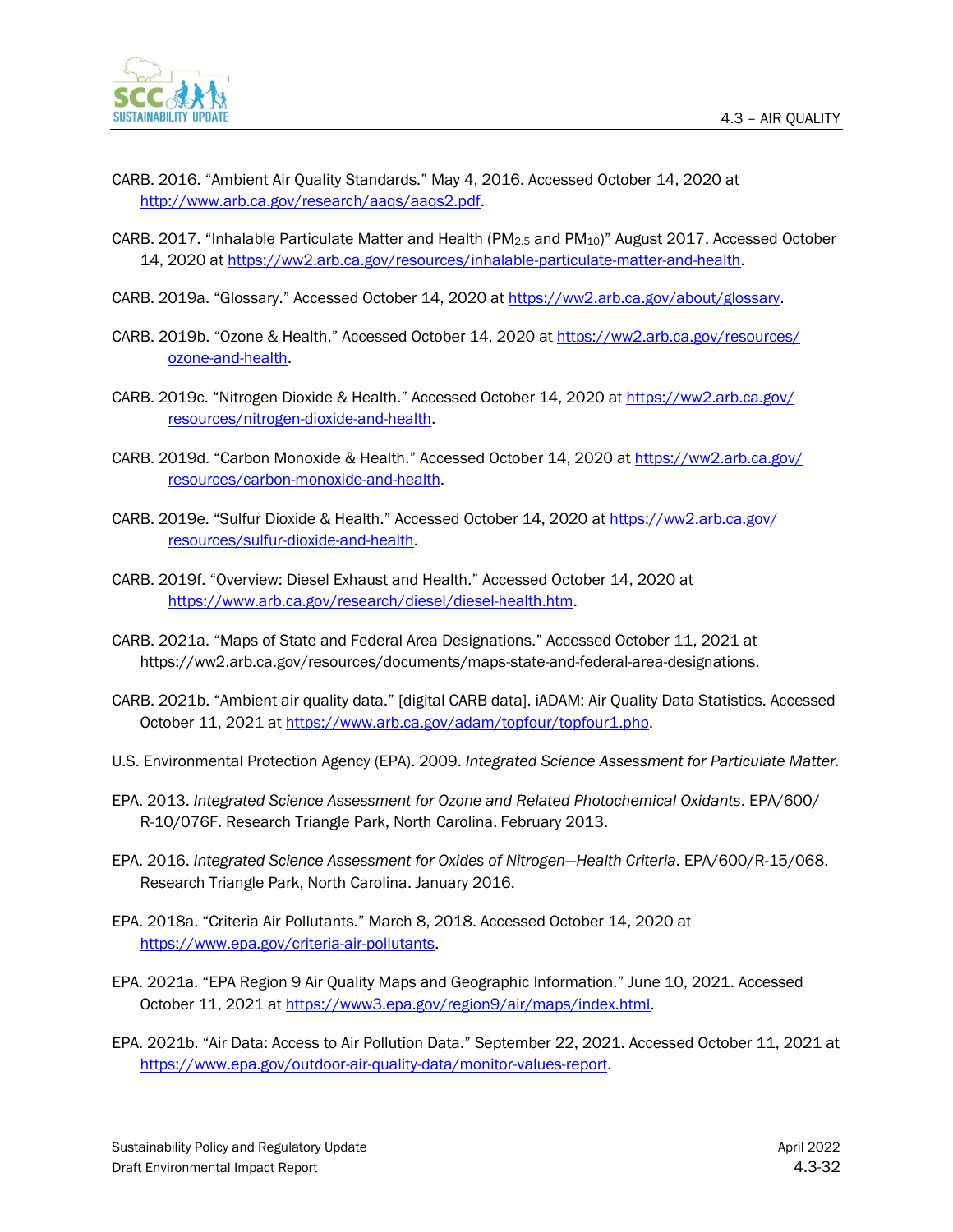CARB. 2016. "Ambient Air Quality Standards." May 4, 2016. Accessed October 14, 2020 at http://www.arb.ca.gov/research/aaqs/aaqs2.pdf.

CARB. 2017. "Inhalable Particulate Matter and Health ($PM_{2.5}$ and $PM_{10}$)" August 2017. Accessed October 14, 2020 at https://ww2.arb.ca.gov/resources/inhalable-particulate-matter-and-health.

CARB. 2019a. "Glossary." Accessed October 14, 2020 at https://ww2.arb.ca.gov/about/glossary.

CARB. 2019b. "Ozone & Health." Accessed October 14, 2020 at https://ww2.arb.ca.gov/resources/ozone-and-health.

CARB. 2019c. "Nitrogen Dioxide & Health." Accessed October 14, 2020 at https://ww2.arb.ca.gov/resources/nitrogen-dioxide-and-health.

CARB. 2019d. "Carbon Monoxide & Health." Accessed October 14, 2020 at https://ww2.arb.ca.gov/resources/carbon-monoxide-and-health.

CARB. 2019e. "Sulfur Dioxide & Health." Accessed October 14, 2020 at https://ww2.arb.ca.gov/resources/sulfur-dioxide-and-health.

CARB. 2019f. "Overview: Diesel Exhaust and Health." Accessed October 14, 2020 at https://www.arb.ca.gov/research/diesel/diesel-health.htm.

CARB. 2021a. "Maps of State and Federal Area Designations." Accessed October 11, 2021 at https://ww2.arb.ca.gov/resources/documents/maps-state-and-federal-area-designations.

CARB. 2021b. "Ambient air quality data." [digital CARB data]. iADAM: Air Quality Data Statistics. Accessed October 11, 2021 at https://www.arb.ca.gov/adam/topfour/topfour1.php.

U.S. Environmental Protection Agency (EPA). 2009. *Integrated Science Assessment for Particulate Matter*.

EPA. 2013. *Integrated Science Assessment for Ozone and Related Photochemical Oxidants*. EPA/600/R-10/076F. Research Triangle Park, North Carolina. February 2013.

EPA. 2016. *Integrated Science Assessment for Oxides of Nitrogen—Health Criteria*. EPA/600/R-15/068. Research Triangle Park, North Carolina. January 2016.

EPA. 2018a. "Criteria Air Pollutants." March 8, 2018. Accessed October 14, 2020 at https://www.epa.gov/criteria-air-pollutants.

EPA. 2021a. "EPA Region 9 Air Quality Maps and Geographic Information." June 10, 2021. Accessed October 11, 2021 at https://www3.epa.gov/region9/air/maps/index.html.

EPA. 2021b. "Air Data: Access to Air Pollution Data." September 22, 2021. Accessed October 11, 2021 at https://www.epa.gov/outdoor-air-quality-data/monitor-values-report.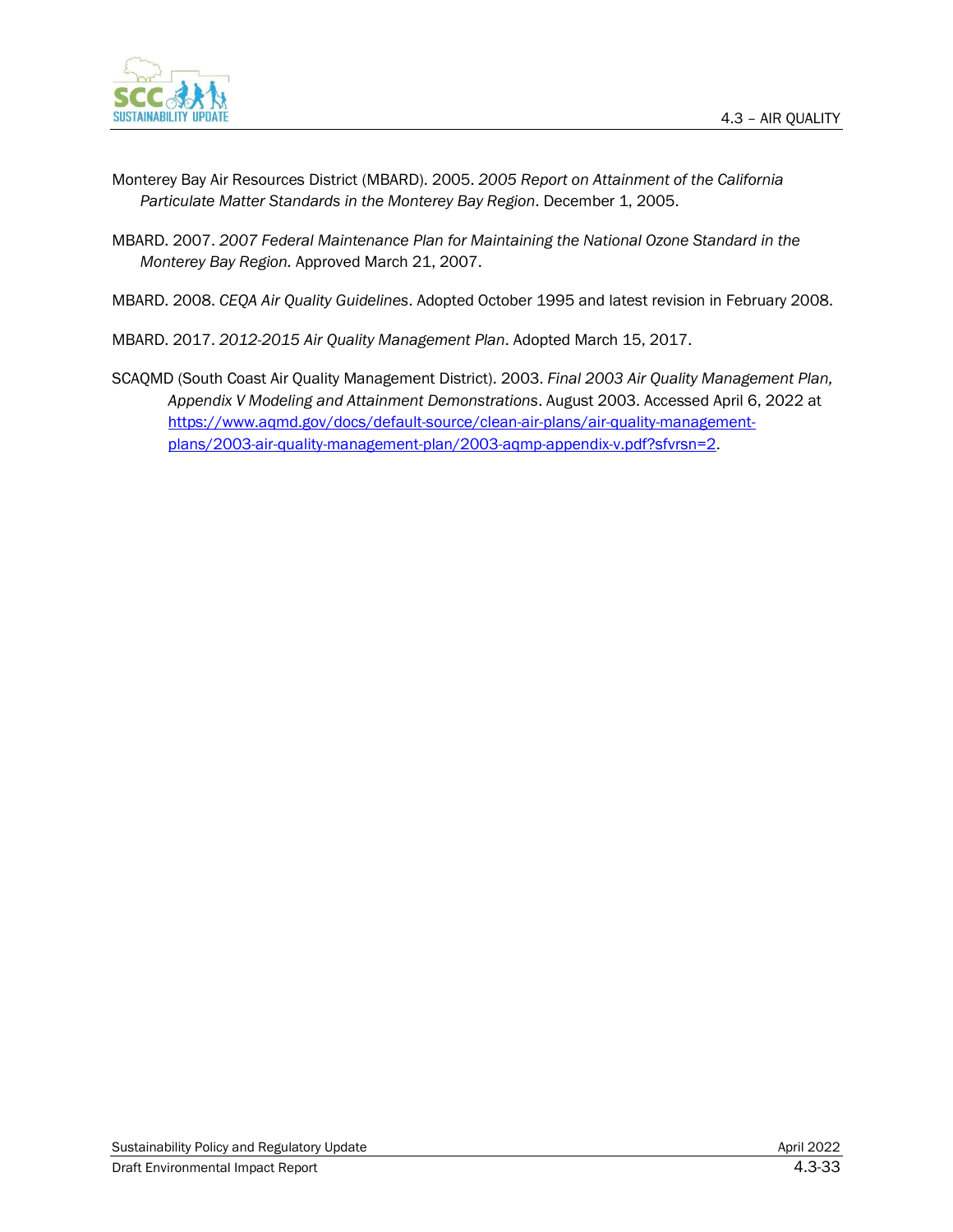Monterey Bay Air Resources District (MBARD). 2005. *2005 Report on Attainment of the California Particulate Matter Standards in the Monterey Bay Region*. December 1, 2005.

MBARD. 2007. *2007 Federal Maintenance Plan for Maintaining the National Ozone Standard in the Monterey Bay Region.* Approved March 21, 2007.

MBARD. 2008. *CEQA Air Quality Guidelines*. Adopted October 1995 and latest revision in February 2008.

MBARD. 2017. *2012-2015 Air Quality Management Plan*. Adopted March 15, 2017.

SCAQMD (South Coast Air Quality Management District). 2003. *Final 2003 Air Quality Management Plan, Appendix V Modeling and Attainment Demonstrations*. August 2003. Accessed April 6, 2022 at https://www.aqmd.gov/docs/default-source/clean-air-plans/air-quality-management-plans/2003-air-quality-management-plan/2003-aqmp-appendix-v.pdf?sfvrsn=2.